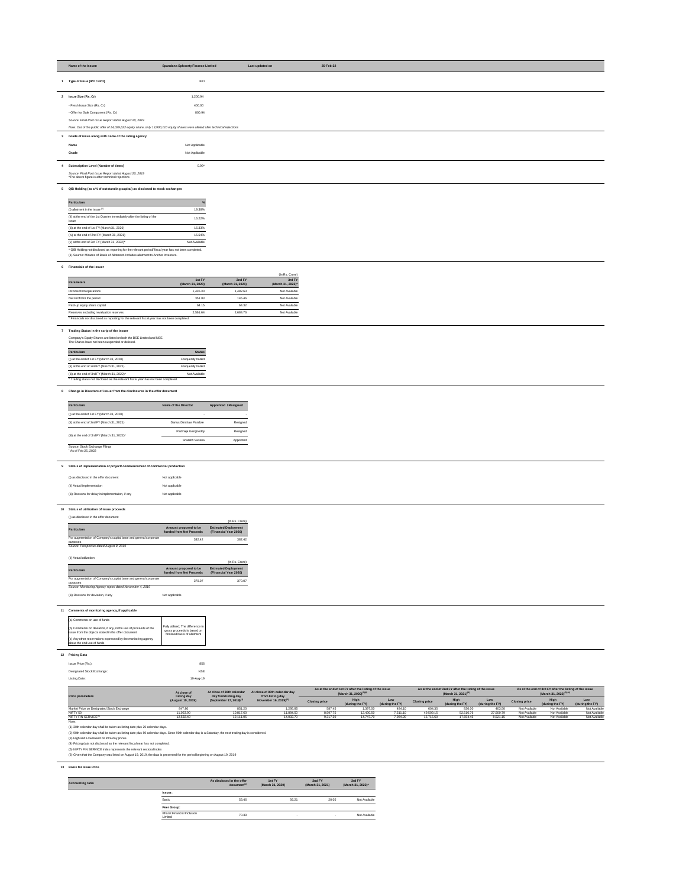| Name of the Issuer: | Spandana Sphoorty Finance Limited | Last updated on | 25-Feb-22 |
|---|---|---|---|

**1 Type of Issue (IPO / FPO)**: IPO

**2 Issue Size (Rs. Cr)**: 1,200.94

- Fresh Issue Size (Rs. Cr): 400.00
- Offer for Sale Component (Rs. Cr): 800.94

*Source: Final Post Issue Report dated August 20, 2019*

*Note: Out of the public offer of 14,029,622 equity share, only 13,900,110 equity shares were alloted after technical rejections*

**3 Grade of issue along with name of the rating agency**

Name: Not Applicable

Grade: Not Applicable

**4 Subscription Level (Number of times)**: 0.99*

*Source: Final Post Issue Report dated August 20, 2019*
*The above figure is after technical rejections

**5 QIB Holding (as a % of outstanding capital) as disclosed to stock exchanges**

| Particulars | % |
|---|---|
| (i) allotment in the issue (1) | 19.38% |
| (ii) at the end of the 1st Quarter immediately after the listing of the issue | 16.22% |
| (iii) at the end of 1st FY (March 31, 2020) | 16.33% |
| (iv) at the end of 2nd FY (March 31, 2021) | 15.54% |
| (v) at the end of 3rd FY (March 31, 2022)* | Not Available |

* QIB Holding not disclosed as reporting for the relevant period/ fiscal year has not been completed.
(1) Source: Minutes of Basis of Allotment. Includes allotment to Anchor investors.

**6 Financials of the issuer**

(In Rs. Crore)

| Parameters | 1st FY (March 31, 2020) | 2nd FY (March 31, 2021) | 3rd FY (March 31, 2022)* |
|---|---|---|---|
| Income from operations | 1,435.30 | 1,492.63 | Not Available |
| Net Profit for the period | 351.83 | 145.46 | Not Available |
| Paid-up equity share capital | 64.15 | 64.32 | Not Available |
| Reserves excluding revaluation reserves | 2,561.64 | 2,684.76 | Not Available |

* Financials not disclosed as reporting for the relevant fiscal year has not been completed.

**7 Trading Status in the scrip of the issuer**

Company's Equity Shares are listed on both the BSE Limited and NSE.
The Shares have not been suspended or delisted.

| Particulars | Status |
|---|---|
| (i) at the end of 1st FY (March 31, 2020) | Frequently traded |
| (ii) at the end of 2nd FY (March 31, 2021) | Frequently traded |
| (iii) at the end of 3rd FY (March 31, 2022)* | Not Available |

* Trading status not disclosed as the relevant fiscal year has not been completed.

**8 Change in Directors of issuer from the disclosures in the offer document**

| Particulars | Name of the Director | Appointed / Resigned |
|---|---|---|
| (i) at the end of 1st FY (March 31, 2020) | | - |
| (ii) at the end of 2nd FY (March 31, 2021) | Darius Dinshaw Pandole | Resigned |
| (iii) at the end of 3rd FY (March 31, 2022)* | Padmaja Gangireddy | Resigned |
| | Shalabh Saxena | Appointed |

Source: Stock Exchange Filings
* As of Feb 25, 2022

**9 Status of implementation of project/ commencement of commercial production**

(i) as disclosed in the offer document: Not applicable

(ii) Actual implementation: Not applicable

(iii) Reasons for delay in implementation, if any: Not applicable

**10 Status of utilization of issue proceeds**

(i) as disclosed in the offer document

(In Rs. Crore)

| Particulars | Amount proposed to be funded from Net Proceeds | Estimated Deployment (Financial Year 2020) |
|---|---|---|
| For augmentation of Company's capital base and general corporate purposes | 382.42 | 382.42 |

*Source: Prospectus dated August 8, 2019*

(ii) Actual utilization

(In Rs. Crore)

| Particulars | Amount proposed to be funded from Net Proceeds | Estimated Deployment (Financial Year 2020) |
|---|---|---|
| For augmentation of Company's capital base and general corporate purposes | 370.07 | 370.07 |

*Source: Monitoring Agency report dated November 4, 2019*

(iii) Reasons for deviation, if any: Not applicable

**11 Comments of monitoring agency, if applicable**

| | |
|---|---|
| (a) Comments on use of funds | Fully utilised; The difference in gross proceeds is based on finalised basis of allotment |
| (b) Comments on deviation, if any, in the use of proceeds of the issue from the objects stated in the offer document | |
| (c) Any other reservations expressed by the monitoring agency about the end use of funds | |

**12 Pricing Data**

Issue Price (Rs.): 856

Designated Stock Exchange: NSE

Listing Date: 19-Aug-19

| Price parameters | At close of listing day (August 19, 2019) | At close of 30th calendar day from listing day (September 17, 2019)(1) | At close of 90th calendar day from listing day November 16, 2019)(2) | As at the end of 1st FY after the listing of the issue (March 31, 2020)(3)(6) | | | As at the end of 2nd FY after the listing of the issue (March 31, 2021)(3) | | | As at the end of 3rd FY after the listing of the issue (March 31, 2022)(3)(4) | | |
|---|---|---|---|---|---|---|---|---|---|---|---|---|
| | | | | Closing price | High (during the FY) | Low (during the FY) | Closing price | High (during the FY) | Low (during the FY) | Closing price | High (during the FY) | Low (during the FY) |
| Market Price on Designated Stock Exchange | 847.80 | 851.20 | 1,295.85 | 507.45 | 1,397.00 | 484.10 | 604.35 | 830.00 | 403.50 | Not Available | Not Available | Not Available |
| NIFTY 50 | 11,053.90 | 10,817.60 | 11,884.50 | 8,597.75 | 12,430.50 | 7,511.10 | 49,509.15 | 52,516.76 | 27,500.79 | Not Available | Not Available | Not Available |
| NIFTY FIN SERVICE(5) | 12,532.40 | 12,111.05 | 14,032.70 | 9,317.30 | 14,747.70 | 7,984.20 | 15,715.90 | 17,654.45 | 8,521.15 | Not Available | Not Available | Not Available |

Note:
(1) 30th calendar day shall be taken as listing date plus 29 calendar days.
(2) 90th calendar day shall be taken as listing date plus 89 calendar days. Since 90th calendar day is a Saturday, the next trading day is considered.
(3) High and Low based on intra day prices.
(4) Pricing data not disclosed as the relevant fiscal year has not completed.
(5) NIFTY FIN SERVICE index represents the relevant sectoral index
(6) Given that the Company was listed on August 19, 2019, the data is presented for the period beginning on August 19, 2019

**13 Basis for Issue Price**

| Accounting ratio | | As disclosed in the offer document(1) | 1st FY (March 31, 2020) | 2nd FY (March 31, 2021) | 3rd FY (March 31, 2022)* |
|---|---|---|---|---|---|
| | Issuer: | | | | |
| | Basic | 53.46 | 56.21 | 20.05 | Not Available |
| | Peer Group: | | | | |
| | Bharat Financial Inclusion Limited | 70.39 | - | - | Not Available |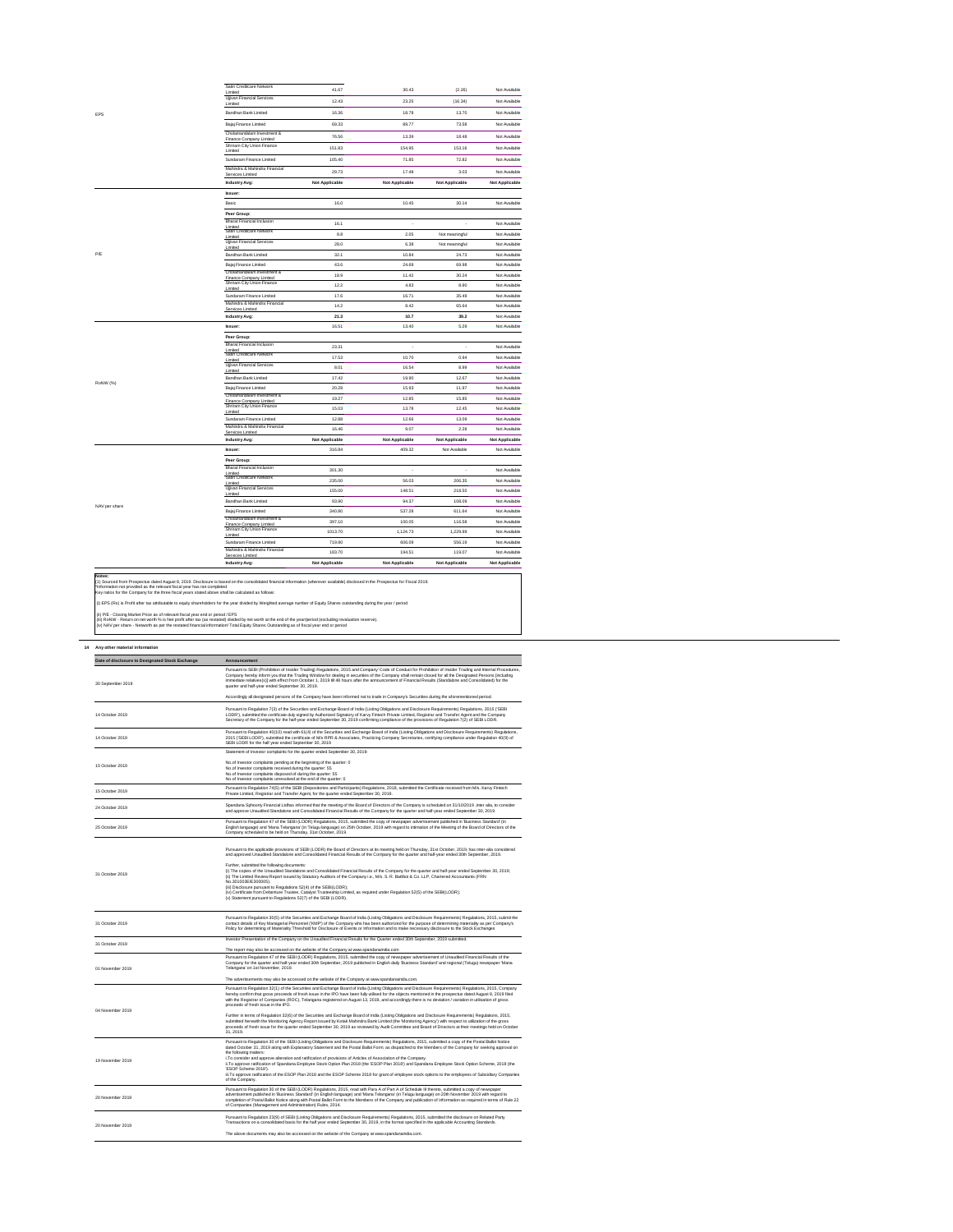| | | | | | |
|---|---|---|---|---|---|
| | Satin Creditcare Network Limited | 41.67 | 30.43 | (2.26) | Not Available |
| | Ujjivan Financial Services Limited | 12.43 | 23.25 | (16.34) | Not Available |
| EPS | Bandhan Bank Limited | 16.36 | 18.78 | 13.70 | Not Available |
| | Bajaj Finance Limited | 69.33 | 69.77 | 73.58 | Not Available |
| | Cholamandalam Investment & Finance Company Limited | 76.56 | 13.39 | 18.48 | Not Available |
| | Shriram City Union Finance Limited | 151.83 | 154.95 | 153.16 | Not Available |
| | Sundaram Finance Limited | 105.40 | 71.85 | 72.82 | Not Available |
| | Mahindra & Mahindra Financial Services Limited | 29.73 | 17.48 | 3.03 | Not Available |
| | **Industry Avg:** | **Not Applicable** | **Not Applicable** | **Not Applicable** | **Not Applicable** |
| | **Issuer:** | | | | |
| | Basic | 16.0 | 10.45 | 30.14 | Not Available |
| | **Peer Group:** | | | | |
| | Bharat Financial Inclusion Limited | 16.1 | - | - | Not Available |
| | Satin Creditcare Network Limited | 8.8 | 2.05 | Not meaningful | Not Available |
| | Ujjivan Financial Services Limited | 28.0 | 6.38 | Not meaningful | Not Available |
| P/E | Bandhan Bank Limited | 32.1 | 10.84 | 24.73 | Not Available |
| | Bajaj Finance Limited | 43.6 | 24.69 | 69.98 | Not Available |
| | Cholamandalam Investment & Finance Company Limited | 18.9 | 11.42 | 30.24 | Not Available |
| | Shriram City Union Finance Limited | 12.2 | 4.83 | 8.90 | Not Available |
| | Sundaram Finance Limited | 17.6 | 16.71 | 35.49 | Not Available |
| | Mahindra & Mahindra Financial Services Limited | 14.2 | 8.42 | 65.64 | Not Available |
| | **Industry Avg:** | **21.3** | **10.7** | **39.2** | Not Available |
| | **Issuer:** | 16.51 | 13.40 | 5.29 | Not Available |
| | **Peer Group:** | | | | |
| | Bharat Financial Inclusion Limited | 23.31 | - | - | Not Available |
| | Satin Creditcare Network Limited | 17.53 | 10.70 | 0.94 | Not Available |
| | Ujjivan Financial Services Limited | 8.01 | 16.54 | 8.99 | Not Available |
| RoNW (%) | Bandhan Bank Limited | 17.42 | 19.90 | 12.67 | Not Available |
| | Bajaj Finance Limited | 20.28 | 15.93 | 11.97 | Not Available |
| | Cholamandalam Investment & Finance Company Limited | 19.27 | 12.85 | 15.85 | Not Available |
| | Shriram City Union Finance Limited | 15.03 | 13.78 | 12.45 | Not Available |
| | Sundaram Finance Limited | 12.88 | 12.66 | 13.09 | Not Available |
| | Mahindra & Mahindra Financial Services Limited | 16.46 | 9.07 | 2.28 | Not Available |
| | **Industry Avg:** | **Not Applicable** | **Not Applicable** | **Not Applicable** | **Not Applicable** |
| | **Issuer:** | 316.84 | 409.32 | Not Available | Not Available |
| | **Peer Group:** | | | | |
| | Bharat Financial Inclusion Limited | 301.30 | - | - | Not Available |
| | Satin Creditcare Network Limited | 235.00 | 56.03 | 206.35 | Not Available |
| | Ujjivan Financial Services Limited | 155.00 | 148.51 | 218.55 | Not Available |
| NAV per share | Bandhan Bank Limited | 93.90 | 94.37 | 108.09 | Not Available |
| | Bajaj Finance Limited | 340.80 | 537.28 | 611.64 | Not Available |
| | Cholamandalam Investment & Finance Company Limited | 397.10 | 100.05 | 116.58 | Not Available |
| | Shriram City Union Finance Limited | 1013.70 | 1,124.73 | 1,229.99 | Not Available |
| | Sundaram Finance Limited | 719.90 | 606.09 | 556.19 | Not Available |
| | Mahindra & Mahindra Financial Services Limited | 183.70 | 194.51 | 119.07 | Not Available |
| | **Industry Avg:** | **Not Applicable** | **Not Applicable** | **Not Applicable** | **Not Applicable** |

**Notes:**
(1) Sourced from Prospectus dated August 8, 2019. Disclosure is based on the consolidated financial information (wherever available) disclosed in the Prospectus for Fiscal 2019.
*Information not provided as the relevant fiscal year has not completed
Key ratios for the Company for the three fiscal years stated above shall be calculated as follows:

(i) EPS (Rs) is Profit after tax attributable to equity shareholders for the year divided by Weighted average number of Equity Shares outstanding during the year / period

(ii) P/E - Closing Market Price as of relevant fiscal year end or period / EPS
(iii) RoNW - Return on net worth % is Net profit after tax (as restated) divided by net worth at the end of the year/period (excluding revaluation reserve).
(iv) NAV per share - Networth as per the restated financial information/ Total Equity Shares Outstanding as of fiscal year end or period

## 14 Any other material information

| Date of disclosure to Designated Stock Exchange | Announcement |
|---|---|
| 30 September 2019 | Pursuant to SEBI (Prohibition of Insider Trading) Regulations, 2015 and Company' Code of Conduct for Prohibition of Insider Trading and Internal Procedures, Company hereby inform you that the Trading Window for dealing in securities of the Company shall remain closed for all the Designated Persons (including immediate relatives[s]) with effect from October 1, 2019 till 48 hours after the announcement of Financial Results (Standalone and Consolidated) for the quarter and half-year ended September 30, 2019. Accordingly all designated persons of the Company have been informed not to trade in Company's Securities during the aforementioned period. |
| 14 October 2019 | Pursuant to Regulation 7(3) of the Securities and Exchange Board of India (Listing Obligations and Disclosure Requirements) Regulations, 2015 ('SEBI LODR'), submitted the certificate duly signed by Authorized Signatory of Karvy Fintech Private Limited, Registrar and Transfer Agent and the Company Secretary of the Company for the half-year ended September 30, 2019 confirming compliance of the provisions of Regulation 7(2) of SEBI LODR. |
| 14 October 2019 | Pursuant to Regulation 40(10) read with 61(4) of the Securities and Exchange Board of India (Listing Obligations and Disclosure Requirements) Regulations, 2015 ('SEBI LODR'), submitted the certificate of M/s RPR & Associates, Practicing Company Secretaries, certifying compliance under Regulation 40(9) of SEBI LODR for the half year ended September 30, 2019. |
| 15 October 2019 | Statement of Investor complaints for the quarter ended September 30, 2019: No. of Investor complaints pending at the beginning of the quarter: 0; No. of Investor complaints received during the quarter: 55; No. of Investor complaints disposed of during the quarter: 55; No. of Investor complaints unresolved at the end of the quarter: 0 |
| 15 October 2019 | Pursuant to Regulation 74(5) of the SEBI (Depositories and Participants) Regulations, 2018, submitted the Certificate received from M/s. Karvy Fintech Private Limited, Registrar and Transfer Agent, for the quarter ended September 30, 2019. |
| 24 October 2019 | Spandana Sphoorty Financial Ltdhas informed that the meeting of the Board of Directors of the Company is scheduled on 31/10/2019 ,inter alia, to consider and approve Unaudited Standalone and Consolidated Financial Results of the Company for the quarter and half-year ended September 30, 2019 |
| 25 October 2019 | Pursuant to Regulation 47 of the SEBI (LODR) Regulations, 2015, submitted the copy of newspaper advertisement published in 'Business Standard' (in English language) and 'Mana Telangana' (in Telugu language) on 25th October, 2019 with regard to intimation of the Meeting of the Board of Directors of the Company scheduled to be held on Thursday, 31st October, 2019. |
| 31 October 2019 | Pursuant to the applicable provisions of SEBI (LODR) the Board of Directors at its meeting held on Thursday, 31st October, 2019, has inter-alia considered and approved Unaudited Standalone and Consolidated Financial Results of the Company for the quarter and half-year ended 30th September, 2019. Further, submitted the following documents: (i) The copies of the Unaudited Standalone and Consolidated Financial Results of the Company for the quarter and half-year ended September 30, 2019; (ii) The Limited Review Report issued by Statutory Auditors of the Company i.e., M/s. S. R. Batliboi & Co. LLP, Chartered Accountants (FRN No.301003E/E300005); (iii) Disclosure pursuant to Regulations 52(4) of the SEBI(LODR); (iv) Certificate from Debenture Trustee, Catalyst Trusteeship Limited, as required under Regulation 52(5) of the SEBI(LODR); (v) Statement pursuant to Regulations 52(7) of the SEBI (LODR). |
| 31 October 2019 | Pursuant to Regulation 30(5) of the Securities and Exchange Board of India (Listing Obligations and Disclosure Requirements) Regulations, 2015, submit the contact details of Key Managerial Personnel (KMP) of the Company who has been authorized for the purpose of determining materiality as per Company's Policy for determining of Materiality Threshold for Disclosure of Events or Information and to make necessary disclosure to the Stock Exchanges |
| 31 October 2019 | Investor Presentation of the Company on the Unaudited Financial Results for the Quarter ended 30th September, 2019 submitted. The report may also be accessed on the website of the Company at www.spandanaindia.com |
| 01 November 2019 | Pursuant to Regulation 47 of the SEBI (LODR) Regulations, 2015, submitted the copy of newspaper advertisement of Unaudited Financial Results of the Company for the quarter and half-year ended 30th September, 2019 published in English daily 'Business Standard' and regional (Telugu) newspaper 'Mana Telangana' on 1st November, 2019. The advertisements may also be accessed on the website of the Company at www.spandanaindia.com. |
| 04 November 2019 | Pursuant to Regulation 32(1) of the Securities and Exchange Board of India (Listing Obligations and Disclosure Requirements) Regulations, 2015, Company hereby confirm that gross proceeds of fresh issue in the IPO have been fully utilised for the objects mentioned in the prospectus dated August 8, 2019 filed with the Registrar of Companies (ROC), Telangana registered on August 13, 2019, and accordingly there is no deviation / variation in utilisation of gross proceeds of fresh issue in the IPO. Further in terms of Regulation 32(6) of the Securities and Exchange Board of India (Listing Obligations and Disclosure Requirements) Regulations, 2015, submitted herewith the Monitoring Agency Report issued by Kotak Mahindra Bank Limited (the 'Monitoring Agency') with respect to utilization of the gross proceeds of fresh issue for the quarter ended September 30, 2019 as reviewed by Audit Committee and Board of Directors at their meetings held on October 31, 2019. |
| 19 November 2019 | Pursuant to Regulation 30 of the SEBI (Listing Obligations and Disclosure Requirements) Regulations, 2015, submitted a copy of the Postal Ballot Notice dated October 31, 2019 along with Explanatory Statement and the Postal Ballot Form, as dispatched to the Members of the Company for seeking approval on the following matters: i.To consider and approve alteration and ratification of provisions of Articles of Association of the Company. ii.To approve ratification of Spandana Employee Stock Option Plan 2018 (the 'ESOP Plan 2018') and Spandana Employee Stock Option Scheme, 2018 (the 'ESOP Scheme 2018'). iii.To approve ratification of the ESOP Plan 2018 and the ESOP Scheme 2018 for grant of employee stock options to the employees of Subsidiary Companies of the Company. |
| 20 November 2019 | Pursuant to Regulation 30 of the SEBI (LODR) Regulations, 2015, read with Para A of Part A of Schedule III thereto, submitted a copy of newspaper advertisement published in 'Business Standard' (in English language) and 'Mana Telangana' (in Telugu language) on 20th November 2019 with regard to completion of Postal Ballot Notice along with Postal Ballot Form to the Members of the Company and publication of information as required in terms of Rule 22 of Companies (Management and Administration) Rules, 2014. |
| 20 November 2019 | Pursuant to Regulation 23(9) of SEBI (Listing Obligations and Disclosure Requirements) Regulations, 2015, submitted the disclosure on Related Party Transactions on a consolidated basis for the half year ended September 30, 2019, in the format specified in the applicable Accounting Standards. The above documents may also be accessed on the website of the Company at www.spandanaindia.com. |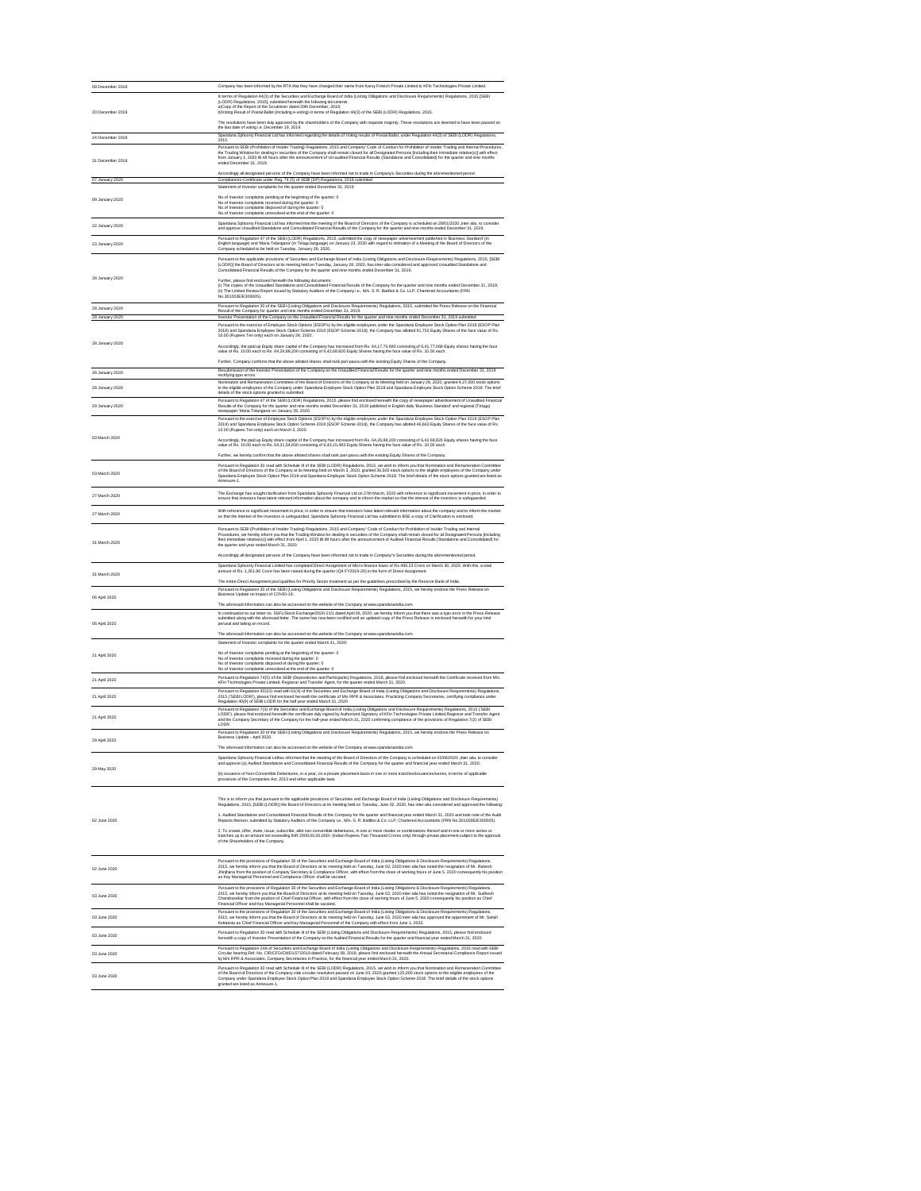| | |
|---|---|
| 09 December 2019 | Company has been informed by the RTA that they have changed their name from Karvy Fintech Private Limited to KFin Technologies Private Limited. |
| 20 December 2019 | In terms of Regulation 44(3) of the Securities and Exchange Board of India (Listing Obligations and Disclosure Requirements) Regulations, 2015 [SEBI (LODR) Regulations, 2015], submitted herewith the following documents:<br>a)Copy of the Report of the Scrutinizer dated 20th December, 2019;<br>b)Voting Result of Postal Ballot (including e-voting) in terms of Regulation 44(3) of the SEBI (LODR) Regulations, 2015.<br><br>The resolutions have been duly approved by the shareholders of the Company with requisite majority. These resolutions are deemed to have been passed on the last date of voting i.e. December 19, 2019. |
| 24 December 2019 | Spandana Sphoorty Financial Ltd has informed regarding the details of Voting results of Postal Ballot, under Regulation 44(3) of SEBI (LODR) Regulations, 2015. |
| 31 December 2019 | Pursuant to SEBI (Prohibition of Insider Trading) Regulations, 2015 and Company' Code of Conduct for Prohibition of Insider Trading and Internal Procedures, the Trading Window for dealing in securities of the Company shall remain closed for all Designated Persons [including their immediate relative(s)] with effect from January 1, 2020 till 48 hours after the announcement of Un-audited Financial Results (Standalone and Consolidated) for the quarter and nine months ended December 31, 2019.<br><br>Accordingly all designated persons of the Company have been informed not to trade in Company's Securities during the aforementioned period. |
| 07 January 2020 | Compliance Certificate under Reg. 74 (5) of SEBI (DP) Regulations, 2018 submitted |
| 09 January 2020 | Statement of Investor complaints for the quarter ended December 31, 2019:<br><br>No.of investor complaints pending at the beginning of the quarter: 0<br>No.of investor complaints received during the quarter: 0<br>No.of investor complaints disposed of during the quarter: 0<br>No.of investor complaints unresolved at the end of the quarter: 0 |
| 22 January 2020 | Spandana Sphoorty Financial Ltd has informed that the meeting of the Board of Directors of the Company is scheduled on 28/01/2020 ,inter alia, to consider and approve Unaudited Standalone and Consolidated Financial Results of the Company for the quarter and nine months ended December 31, 2019. |
| 23 January 2020 | Pursuant to Regulation 47 of the SEBI (LODR) Regulations, 2015, submitted the copy of newspaper advertisement published in 'Business Standard' (in English language) and 'Mana Telangana' (in Telugu language) on January 23, 2020 with regard to intimation of a Meeting of the Board of Directors of the Company scheduled to be held on Tuesday, January 28, 2020. |
| 28 January 2020 | Pursuant to the applicable provisions of Securities and Exchange Board of India (Listing Obligations and Disclosure Requirements) Regulations, 2015, [SEBI (LODR)] the Board of Directors at its meeting held on Tuesday, January 28, 2020, has inter-alia considered and approved Unaudited Standalone and Consolidated Financial Results of the Company for the quarter and nine months ended December 31, 2019.<br><br>Further, please find enclosed herewith the following documents:<br>(i) The copies of the Unaudited Standalone and Consolidated Financial Results of the Company for the quarter and nine months ended December 31, 2019;<br>(ii) The Limited Review Report issued by Statutory Auditors of the Company i.e., M/s. S. R. Batliboi & Co. LLP, Chartered Accountants (FRN No.301003E/E300005). |
| 28 January 2020 | Pursuant to Regulation 30 of the SEBI (Listing Obligations and Disclosure Requirements) Regulations, 2015, submitted the Press Release on the Financial Result of the Company for quarter and nine months ended December 31, 2019. |
| 28 January 2020 | Investor Presentation of the Company on the Unaudited Financial Results for the quarter and nine months ended December 31, 2019 submitted |
| 28 January 2020 | Pursuant to the exercise of Employee Stock Options (ESOP's) by the eligible employees under the Spandana Employee Stock Option Plan 2018 (ESOP Plan 2018) and Spandana Employee Stock Option Scheme 2018 (ESOP Scheme 2018), the Company has allotted 91,752 Equity Shares of the face value of Rs. 10.00 (Rupees Ten only) each on January 28, 2020.<br><br>Accordingly, the paid up Equity share capital of the Company has increased from Rs. 64,17,70,680 consisting of 6,41,77,068 Equity shares having the face value of Rs. 10.00 each to Rs. 64,26,88,200 consisting of 6,42,68,820 Equity Shares having the face value of Rs. 10.00 each.<br><br>Further, Company confirms that the above allotted shares shall rank pari-passu with the existing Equity Shares of the Company. |
| 28 January 2020 | Resubmission of the Investor Presentation of the Company on the Unaudited Financial Results for the quarter and nine months ended December 31, 2019 rectifying typo errors |
| 28 January 2020 | Nomination and Remuneration Committee of the Board of Directors of the Company at its Meeting held on January 28, 2020, granted 4,27,000 stock options to the eligible employees of the Company under Spandana Employee Stock Option Plan 2018 and Spandana Employee Stock Option Scheme 2018. The brief details of the stock options granted is submitted |
| 29 January 2020 | Pursuant to Regulation 47 of the SEBI (LODR) Regulations, 2015, please find enclosed herewith the copy of newspaper advertisement of Unaudited Financial Results of the Company for the quarter and nine months ended December 31, 2019 published in English daily 'Business Standard' and regional (Telugu) newspaper 'Mana Telangana' on January 29, 2020. |
| 03 March 2020 | Pursuant to the exercise of Employee Stock Options (ESOP's) by the eligible employees under the Spandana Employee Stock Option Plan 2018 (ESOP Plan 2018) and Spandana Employee Stock Option Scheme 2018 (ESOP Scheme 2018), the Company has allotted 46,663 Equity Shares of the face value of Rs. 10.00 (Rupees Ten only) each on March 3, 2020.<br><br>Accordingly, the paid up Equity share capital of the Company has increased from Rs. 64,26,88,200 consisting of 6,42,68,820 Equity shares having the face value of Rs. 10.00 each to Rs. 64,31,54,830 consisting of 6,43,15,483 Equity Shares having the face value of Rs. 10.00 each.<br><br>Further, we hereby confirm that the above allotted shares shall rank pari-passu with the existing Equity Shares of the Company. |
| 03 March 2020 | Pursuant to Regulation 30 read with Schedule III of the SEBI (LODR) Regulations, 2015, we wish to inform you that Nomination and Remuneration Committee of the Board of Directors of the Company at its Meeting held on March 3, 2020, granted 36,500 stock options to the eligible employees of the Company under Spandana Employee Stock Option Plan 2018 and Spandana Employee Stock Option Scheme 2018. The brief details of the stock options granted are listed as Annexure-1. |
| 27 March 2020 | The Exchange has sought clarification from Spandana Sphoorty Financial Ltd on 27th March, 2020 with reference to significant movement in price, in order to ensure that investors have latest relevant information about the company and to inform the market so that the interest of the investors is safeguarded. |
| 27 March 2020 | With reference to significant movement in price, in order to ensure that investors have latest relevant information about the company and to inform the market so that the interest of the investors is safeguarded, Spandana Sphoorty Financial Ltd has submitted to BSE a copy of Clarification is enclosed. |
| 31 March 2020 | Pursuant to SEBI (Prohibition of Insider Trading) Regulations, 2015 and Company" Code of Conduct for Prohibition of Insider Trading and Internal Procedures, we hereby inform you that the Trading Window for dealing in securities of the Company shall remain closed for all Designated Persons [including their immediate relative(s)] with effect from April 1, 2020 till 48 hours after the announcement of Audited Financial Results (Standalone and Consolidated) for the quarter and year ended March 31, 2020.<br><br>Accordingly all designated persons of the Company have been informed not to trade in Company's Securities during the aforementioned period. |
| 31 March 2020 | Spandana Sphoorty Financial Limited has completed Direct Assignment of Micro-finance loans of Rs.490.23 Crore on March 30, 2020. With this, a total amount of Rs. 1,261.96 Crore has been raised during the quarter (Q4 FY2019-20) in the form of Direct Assignment.<br><br>The entire Direct Assignment pool qualifies for Priority Sector treatment as per the guidelines prescribed by the Reserve Bank of India. |
| 06 April 2020 | Pursuant to Regulation 30 of the SEBI (Listing Obligations and Disclosure Requirements) Regulations, 2015, we hereby enclose the Press Release on Business Update on Impact of COVID-19.<br><br>The aforesaid information can also be accessed on the website of the Company at www.spandanaindia.com. |
| 06 April 2020 | In continuation to our letter no. SSFL/Stock Exchange/2020-21/1 dated April 06, 2020, we hereby inform you that there was a typo error in the Press Release submitted along with the aforesaid letter. The same has now been rectified and an updated copy of the Press Release is enclosed herewith for your kind perusal and taking on record.<br><br>The aforesaid information can also be accessed on the website of the Company at www.spandanaindia.com. |
| 21 April 2020 | Statement of Investor complaints for the quarter ended March 31, 2020:<br><br>No.of investor complaints pending at the beginning of the quarter: 0<br>No.of investor complaints received during the quarter: 0<br>No.of investor complaints disposed of during the quarter: 0<br>No.of investor complaints unresolved at the end of the quarter: 0 |
| 21 April 2020 | Pursuant to Regulation 74(5) of the SEBI (Depositories and Participants) Regulations, 2018, please find enclosed herewith the Certificate received from M/s. KFin Technologies Private Limited, Registrar and Transfer Agent, for the quarter ended March 31, 2020. |
| 21 April 2020 | Pursuant to Regulation 40(10) read with 61(4) of the Securities and Exchange Board of India (Listing Obligations and Disclosure Requirements) Regulations, 2015 ('SEBI LODR'), please find enclosed herewith the certificate of M/s RPR & Associates, Practicing Company Secretaries, certifying compliance under Regulation 40(9) of SEBI LODR for the half year ended March 31, 2020 |
| 21 April 2020 | Pursuant to Regulation 7(3) of the Securities and Exchange Board of India (Listing Obligations and Disclosure Requirements) Regulations, 2015 ('SEBI LODR'), please find enclosed herewith the certificate duly signed by Authorized Signatory of KFin Technologies Private Limited,Registrar and Transfer Agent and the Company Secretary of the Company for the half-year ended March 31, 2020 confirming compliance of the provisions of Regulation 7(2) of SEBI LODR. |
| 29 April 2020 | Pursuant to Regulation 30 of the SEBI (Listing Obligations and Disclosure Requirements) Regulations, 2015, we hereby enclose the Press Release on Business Update - April 2020.<br><br>The aforesaid information can also be accessed on the website of the Company at www.spandanaindia.com. |
| 29 May 2020 | Spandana Sphoorty Financial Ltdhas informed that the meeting of the Board of Directors of the Company is scheduled on 02/06/2020 ,inter alia, to consider and approve (a) Audited Standalone and Consolidated Financial Results of the Company for the quarter and financial year ended March 31, 2020;<br><br>(b) issuance of Non-Convertible Debentures, in a year, on a private placement basis in one or more tranches/issuances/series, in terms of applicable provisions of the Companies Act, 2013 and other applicable laws. |
| 02 June 2020 | This is to inform you that pursuant to the applicable provisions of Securities and Exchange Board of India (Listing Obligations and Disclosure Requirements) Regulations, 2015, [SEBI (LODR)] the Board of Directors at its meeting held on Tuesday, June 02, 2020, has inter-alia considered and approved the following:<br><br>1. Audited Standalone and Consolidated Financial Results of the Company for the quarter and financial year ended March 31, 2020 and took note of the Audit Reports thereon, submitted by Statutory Auditors of the Company i.e., M/s. S. R. Batliboi & Co. LLP, Chartered Accountants (FRN No.301003E/E300005).<br><br>2. To create, offer, invite, issue, subscribe, allot non-convertible debentures, in one or more modes or combinations thereof and in one or more series or tranches up to an amount not exceeding INR 2000,00,00,000/- (Indian Rupees Two Thousand Crores only) through private placement,subject to the approval of the Shareholders of the Company. |
| 02 June 2020 | Pursuant to the provisions of Regulation 30 of the Securities and Exchange Board of India (Listing Obligations & Disclosure Requirements) Regulations, 2015, we hereby inform you that the Board of Directors at its meeting held on Tuesday, June 02, 2020 inter-alia has noted the resignation of Mr. Rakesh Jhinjharia from the position of Company Secretary & Compliance Officer, with effect from the close of working hours of June 5, 2020 consequently his position as Key Managerial Personnel and Compliance Officer shall be vacated. |
| 03 June 2020 | Pursuant to the provisions of Regulation 30 of the Securities and Exchange Board of India (Listing Obligations & Disclosure Requirements) Regulations, 2015, we hereby inform you that the Board of Directors at its meeting held on Tuesday, June 02, 2020 inter-alia has noted the resignation of Mr. Sudhesh Chandrasekar from the position of Chief Financial Officer, with effect from the close of working hours of June 5, 2020 consequently his position as Chief Financial Officer and Key Managerial Personnel shall be vacated. |
| 03 June 2020 | Pursuant to the provisions of Regulation 30 of the Securities and Exchange Board of India (Listing Obligations & Disclosure Requirements) Regulations, 2015, we hereby inform you that the Board of Directors at its meeting held on Tuesday, June 02, 2020 inter-alia has approved the appointment of Mr. Satish Kottakota as Chief Financial Officer and Key Managerial Personnel of the Company with effect from June 1, 2020. |
| 03 June 2020 | Pursuant to Regulation 30 read with Schedule III of the SEBI (Listing Obligations and Disclosure Requirements) Regulations, 2015, please find enclosed herewith a copy of Investor Presentation of the Company on the Audited Financial Results for the quarter and financial year ended March 31, 2020. |
| 03 June 2020 | Pursuant to Regulation 24A of Securities and Exchange Board of India (Listing Obligations and Disclosure Requirements) Regulations, 2015 read with SEBI Circular bearing Ref. No. CIR/CFD/CMD1/27/2019 dated February 08, 2019, please find enclosed herewith the Annual Secretarial Compliance Report issued by M/s RPR & Associates, Company Secretaries in Practice, for the financial year ended March 31, 2020. |
| 03 June 2020 | Pursuant to Regulation 30 read with Schedule III of the SEBI (LODR) Regulations, 2015, we wish to inform you that Nomination and Remuneration Committee of the Board of Directors of the Company vide circular resolution passed on June 03, 2020 granted 125,000 stock options to the eligible employees of the Company under Spandana Employee Stock Option Plan 2018 and Spandana Employee Stock Option Scheme 2018. The brief details of the stock options granted are listed as Annexure-1. |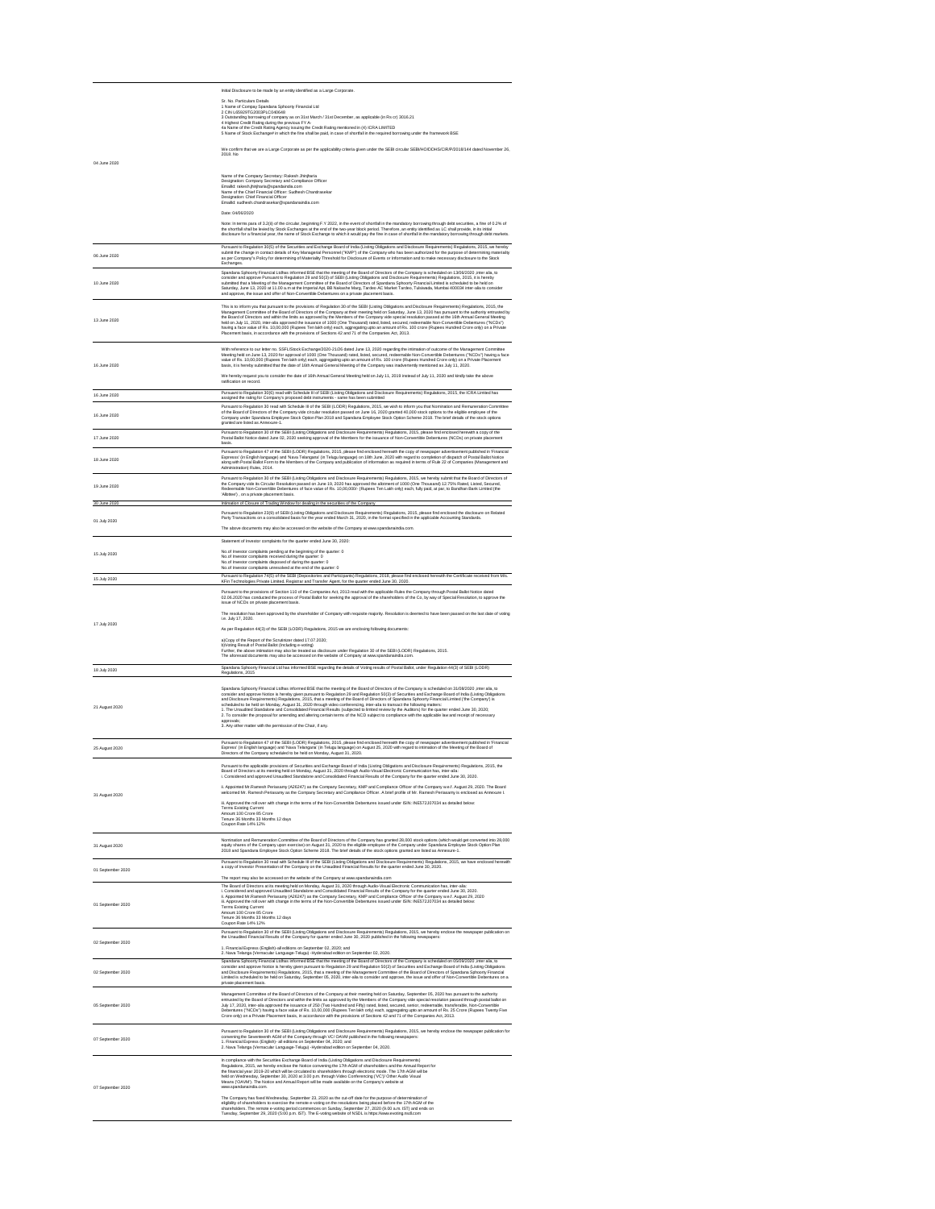| Date | Details |
|---|---|
| 04 June 2020 | Initial Disclosure to be made by an entity identified as a Large Corporate.<br><br>Sr. No. Particulars Details<br>1 Name of Compay Spandana Sphoorty Financial Ltd<br>2 CIN L65929TG2003PLC040648<br>3 Outstanding borrowing of company as on 31st March / 31st December, as applicable (in Rs cr) 3016.21<br>4 Highest Credit Rating during the previous FY A-<br>4a Name of the Credit Rating Agency issuing the Credit Rating mentioned in (4) ICRA LIMITED<br>5 Name of Stock Exchange# in which the fine shall be paid, in case of shortfall in the required borrowing under the framework BSE<br><br>We confirm that we are a Large Corporate as per the applicability criteria given under the SEBI circular SEBI/HO/DDHS/CIR/P/2018/144 dated November 26, 2018. No<br><br>Name of the Company Secretary: Rakesh Jhinjharia<br>Designation: Company Secretary and Compliance Officer<br>EmailId: rakesh.jhinjharia@spandanaindia.com<br>Name of the Chief Financial Officer: Sudhesh Chandrasekar<br>Designation: Chief Financial Officer<br>EmailId: sudhesh.chandrasekar@spandanaindia.com<br><br>Date: 04/06/2020<br><br>Note: In terms para of 3.2(ii) of the circular, beginning F.Y 2022, in the event of shortfall in the mandatory borrowing through debt securities, a fine of 0.2% of the shortfall shall be levied by Stock Exchanges at the end of the two-year block period. Therefore, an entity identified as LC shall provide, in its initial disclosure for a financial year, the name of Stock Exchange to which it would pay the fine in case of shortfall in the mandatory borrowing through debt markets. |
| 06 June 2020 | Pursuant to Regulation 30(5) of the Securities and Exchange Board of India (Listing Obligations and Disclosure Requirements) Regulations, 2015, we hereby submit the change in contact details of Key Managerial Personnel("KMP") of the Company who has been authorized for the purpose of determining materiality as per Company's Policy for determining of Materiality Threshold for Disclosure of Events or Information and to make necessary disclosure to the Stock Exchanges. |
| 10 June 2020 | Spandana Sphoorty Financial Ltdhas informed BSE that the meeting of the Board of Directors of the Company is scheduled on 13/06/2020 ,inter alia, to consider and approve Pursuant to Regulation 29 and 50(3) of SEBI (Listing Obligations and Disclosure Requirements) Regulations, 2015, it is hereby submitted that a Meeting of the Management Committee of the Board of Directors of Spandana Sphoorty Financial Limited is scheduled to be held on Saturday, June 13, 2020 at 11.00 a.m at the Imperial Apt, BB Nakashe Marg, Tardeo AC Market Tardeo, Tulsiwadia, Mumbai 400034 inter-alia to consider and approve, the issue and offer of Non-Convertible Debentures on a private placement basis. |
| 13 June 2020 | This is to inform you that pursuant to the provisions of Regulation 30 of the SEBI (Listing Obligations and Disclosure Requirements) Regulations, 2015, the Management Committee of the Board of Directors of the Company at their meeting held on Saturday, June 13, 2020 has pursuant to the authority entrusted by the Board of Directors and within the limits as approved by the Members of the Company vide special resolution passed at the 16th Annual General Meeting held on July 11, 2020, inter-alia approved the issuance of 1000 (One Thousand) rated, listed, secured, redeemable Non-Convertible Debentures ("NCDs") having a face value of Rs. 10,00,000 (Rupees Ten lakh only) each, aggregating upto an amount of Rs. 100 crore (Rupees Hundred Crore only) on a Private Placement basis, in accordance with the provisions of Sections 42 and 71 of the Companies Act, 2013. |
| 16 June 2020 | With reference to our letter no. SSFL/Stock Exchange/2020-21/26 dated June 13, 2020 regarding the intimation of outcome of the Management Committee Meeting held on June 13, 2020 for approval of 1000 (One Thousand) rated, listed, secured, redeemable Non-Convertible Debentures ("NCDs") having a face value of Rs. 10,00,000 (Rupees Ten lakh only) each, aggregating upto an amount of Rs. 100 crore (Rupees Hundred Crore only) on a Private Placement basis, it is hereby submitted that the date of 16th Annual General Meeting of the Company was inadvertently mentioned as July 11, 2020.<br><br>We hereby request you to consider the date of 16th Annual General Meeting held on July 11, 2019 instead of July 11, 2020 and kindly take the above ratification on record. |
| 16 June 2020 | Pursuant to Regulation 30(6) read with Schedule III of SEBI (Listing Obligations and Disclosure Requirements) Regulations, 2015, the ICRA Limited has assigned the rating for Company's proposed debt instruments - same has been submitted |
| 16 June 2020 | Pursuant to Regulation 30 read with Schedule III of the SEBI (LODR) Regulations, 2015, we wish to inform you that Nomination and Remuneration Committee of the Board of Directors of the Company vide circular resolution passed on June 16, 2020 granted 40,000 stock options to the eligible employee of the Company under Spandana Employee Stock Option Plan 2018 and Spandana Employee Stock Option Scheme 2018. The brief details of the stock options granted are listed as Annexure-1. |
| 17 June 2020 | Pursuant to Regulation 30 of the SEBI (Listing Obligations and Disclosure Requirements) Regulations, 2015, please find enclosed herewith a copy of the Postal Ballot Notice dated June 02, 2020 seeking approval of the Members for the issuance of Non-Convertible Debentures (NCDs) on private placement basis. |
| 18 June 2020 | Pursuant to Regulation 47 of the SEBI (LODR) Regulations, 2015, please find enclosed herewith the copy of newspaper advertisement published in 'Financial Express' (in English language) and 'Nava Telangana' (in Telugu language) on 18th June, 2020 with regard to completion of dispatch of Postal Ballot Notice along with Postal Ballot Form to the Members of the Company and publication of information as required in terms of Rule 22 of Companies (Management and Administration) Rules, 2014. |
| 19 June 2020 | Pursuant to Regulation 30 of the SEBI (Listing Obligations and Disclosure Requirements) Regulations, 2015, we hereby submit that the Board of Directors of the Company vide its Circular Resolution passed on June 19, 2020 has approved the allotment of 1000 (One Thousand) 12.75% Rated, Listed, Secured, Redeemable Non-Convertible Debentures of face value of Rs. 10,00,000/- (Rupees Ten Lakh only) each, fully paid, at par, to Bandhan Bank Limited (the 'Allottee') , on a private placement basis. |
| 20 June 2020 | Intimation of Closure of Trading Window for dealing in the securities of the Company |
| 01 July 2020 | Pursuant to Regulation 23(9) of SEBI (Listing Obligations and Disclosure Requirements) Regulations, 2015, please find enclosed the disclosure on Related Party Transactions on a consolidated basis for the year ended March 31, 2020, in the format specified in the applicable Accounting Standards.<br><br>The above documents may also be accessed on the website of the Company at www.spandanaindia.com. |
| 15 July 2020 | Statement of investor complaints for the quarter ended June 30, 2020:<br><br>No.of investor complaints pending at the beginning of the quarter: 0<br>No.of investor complaints received during the quarter: 0<br>No.of investor complaints disposed of during the quarter: 0<br>No.of investor complaints unresolved at the end of the quarter: 0 |
| 15 July 2020 | Pursuant to Regulation 74(5) of the SEBI (Depositories and Participants) Regulations, 2018, please find enclosed herewith the Certificate received from M/s. KFin Technologies Private Limited, Registrar and Transfer Agent, for the quarter ended June 30, 2020. |
| 17 July 2020 | Pursuant to the provisions of Section 110 of the Companies Act, 2013 read with the applicable Rules the Company through Postal Ballot Notice dated 02.06.2020 has conducted the process of Postal Ballot for seeking the approval of the shareholders of the Co, by way of Special Resolution, to approve the issue of NCDs on private placement basis.<br><br>The resolution has been approved by the shareholder of Company with requisite majority. Resolution is deemed to have been passed on the last date of voting i.e. July 17, 2020.<br><br>As per Regulation 44(3) of the SEBI (LODR) Regulations, 2015 we are enclosing following documents:<br><br>a)Copy of the Report of the Scrutinizer dated 17.07.2020;<br>b)Voting Result of Postal Ballot (including e-voting)<br>Further, the above intimation may also be treated as disclosure under Regulation 30 of the SEBI (LODR) Regulations, 2015.<br>The aforesaid documents may also be accessed on the website of Company at www.spandanaindia.com. |
| 18 July 2020 | Spandana Sphoorty Financial Ltd has informed BSE regarding the details of Voting results of Postal Ballot, under Regulation 44(3) of SEBI (LODR) Regulations, 2015. |
| 21 August 2020 | Spandana Sphoorty Financial Ltdhas informed BSE that the meeting of the Board of Directors of the Company is scheduled on 31/08/2020 ,inter alia, to consider and approve Notice is hereby given pursuant to Regulation 29 and Regulation 50(3) of Securities and Exchange Board of India (Listing Obligations and Disclosure Requirements) Regulations, 2015, that a meeting of the Board of Directors of Spandana Sphoorty Financial Limited ('the Company') is scheduled to be held on Monday, August 31, 2020 through video conferencing, inter-alia to transact the following matters:<br>1. The Unaudited Standalone and Consolidated Financial Results (subjected to limited review by the Auditors) for the quarter ended June 30, 2020;<br>2. To consider the proposal for amending and altering certain terms of the NCD subject to compliance with the applicable law and receipt of necessary approvals;<br>3. Any other matter with the permission of the Chair, if any. |
| 25 August 2020 | Pursuant to Regulation 47 of the SEBI (LODR) Regulations, 2015, please find enclosed herewith the copy of newspaper advertisement published in 'Financial Express' (in English language) and 'Nava Telangana' (in Telugu language) on August 25, 2020 with regard to intimation of the Meeting of the Board of Directors of the Company scheduled to be held on Monday, August 31, 2020. |
| 31 August 2020 | Pursuant to the applicable provisions of Securities and Exchange Board of India (Listing Obligations and Disclosure Requirements) Regulations, 2015, the Board of Directors at its meeting held on Monday, August 31, 2020 through Audio-Visual Electronic Communication has, inter-alia:<br>i. Considered and approved Unaudited Standalone and Consolidated Financial Results of the Company for the quarter ended June 30, 2020.<br><br>ii. Appointed Mr.Ramesh Periasamy (A26247) as the Company Secretary, KMP and Compliance Officer of the Company w.e.f. August 29, 2020. The Board welcomed Mr. Ramesh Periasamy as the Company Secretary and Compliance Officer. A brief profile of Mr. Ramesh Periasamy is enclosed as Annexure I.<br><br>iii. Approved the roll over with change in the terms of the Non-Convertible Debentures issued under ISIN: INE572J07034 as detailed below:<br>Terms Existing Current<br>Amount 100 Crore 85 Crore<br>Tenure 36 Months 33 Months 12 days<br>Coupon Rate 14% 12% |
| 31 August 2020 | Nomination and Remuneration Committee of the Board of Directors of the Company has granted 28,000 stock options (which would get converted into 28,000 equity shares of the Company upon exercise) on August 31, 2020 to the eligible employee of the Company under Spandana Employee Stock Option Plan 2018 and Spandana Employee Stock Option Scheme 2018. The brief details of the stock options granted are listed as Annexure-1. |
| 01 September 2020 | Pursuant to Regulation 30 read with Schedule III of the SEBI (Listing Obligations and Disclosure Requirements) Regulations, 2015, we have enclosed herewith a copy of Investor Presentation of the Company on the Unaudited Financial Results for the quarter ended June 30, 2020.<br><br>The report may also be accessed on the website of the Company at www.spandanaindia.com |
| 01 September 2020 | The Board of Directors at its meeting held on Monday, August 31, 2020 through Audio-Visual Electronic Communication has, inter-alia:<br>i. Considered and approved Unaudited Standalone and Consolidated Financial Results of the Company for the quarter ended June 30, 2020.<br>ii. Appointed Mr.Ramesh Periasamy (A26247) as the Company Secretary, KMP and Compliance Officer of the Company w.e.f. August 29, 2020<br>iii. Approved the roll over with change in the terms of the Non-Convertible Debentures issued under ISIN: INE572J07034 as detailed below:<br>Terms Existing Current<br>Amount 100 Crore 85 Crore<br>Tenure 36 Months 33 Months 12 days<br>Coupon Rate 14% 12% |
| 02 September 2020 | Pursuant to Regulation 30 of the SEBI (Listing Obligations and Disclosure Requirements) Regulations, 2015, we hereby enclose the newspaper publication on the Unaudited Financial Results of the Company for quarter ended June 30, 2020 published in the following newspapers:<br><br>1. Financial Express (English)-all editions on September 02, 2020; and<br>2. Nava Telanga (Vernacular Language-Telugu) -Hyderabad edition on September 02, 2020. |
| 02 September 2020 | Spandana Sphoorty Financial Ltdhas informed BSE that the meeting of the Board of Directors of the Company is scheduled on 05/09/2020 ,inter alia, to consider and approve Notice is hereby given pursuant to Regulation 29 and Regulation 50(3) of Securities and Exchange Board of India (Listing Obligations and Disclosure Requirements) Regulations, 2015, that a meeting of the Management Committee of the Board of Directors of Spandana Sphoorty Financial Limited is scheduled to be held on Saturday, September 05, 2020, inter-alia to consider and approve, the issue and offer of Non-Convertible Debentures on a private placement basis. |
| 05 September 2020 | Management Committee of the Board of Directors of the Company at their meeting held on Saturday, September 05, 2020 has pursuant to the authority entrusted by the Board of Directors and within the limits as approved by the Members of the Company vide special resolution passed through postal ballot on July 17, 2020, inter-alia approved the issuance of 250 (Two Hundred and Fifty) rated, listed, secured, senior, redeemable, transferable, Non-Convertible Debentures ("NCDs") having a face value of Rs. 10,00,000 (Rupees Ten lakh only) each, aggregating upto an amount of Rs. 25 Crore (Rupees Twenty Five Crore only) on a Private Placement basis, in accordance with the provisions of Sections 42 and 71 of the Companies Act, 2013. |
| 07 September 2020 | Pursuant to Regulation 30 of the SEBI (Listing Obligations and Disclosure Requirements) Regulations, 2015, we hereby enclose the newspaper publication for convening the Seventeenth AGM of the Company through VC/ OAVM published in the following newspapers:<br>1. Financial Express (English)- all editions on September 04, 2020; and<br>2. Nava Telanga (Vernacular Language-Telugu) -Hyderabad edition on September 04, 2020. |
| 07 September 2020 | In compliance with the Securities Exchange Board of India (Listing Obligations and Disclosure Requirements) Regulations, 2015, we hereby enclose the Notice convening the 17th AGM of shareholders and the Annual Report for the financial year 2019-20 which will be circulated to shareholders through electronic mode. The 17th AGM will be held on Wednesday, September 30, 2020 at 3.00 p.m. through Video Conferencing ('VC')/ Other Audio Visual Means ('OAVM'). The Notice and Annual Report will be made available on the Company's website at www.spandanaindia.com.<br><br>The Company has fixed Wednesday, September 23, 2020 as the cut-off date for the purpose of determination of eligibility of shareholders to exercise the remote e-voting on the resolutions being placed before the 17th AGM of the shareholders. The remote e-voting period commences on Sunday, September 27, 2020 (9.00 a.m. IST) and ends on Tuesday, September 29, 2020 (5:00 p.m. IST). The E-voting website of NSDL is https://www.evoting.nsdl.com |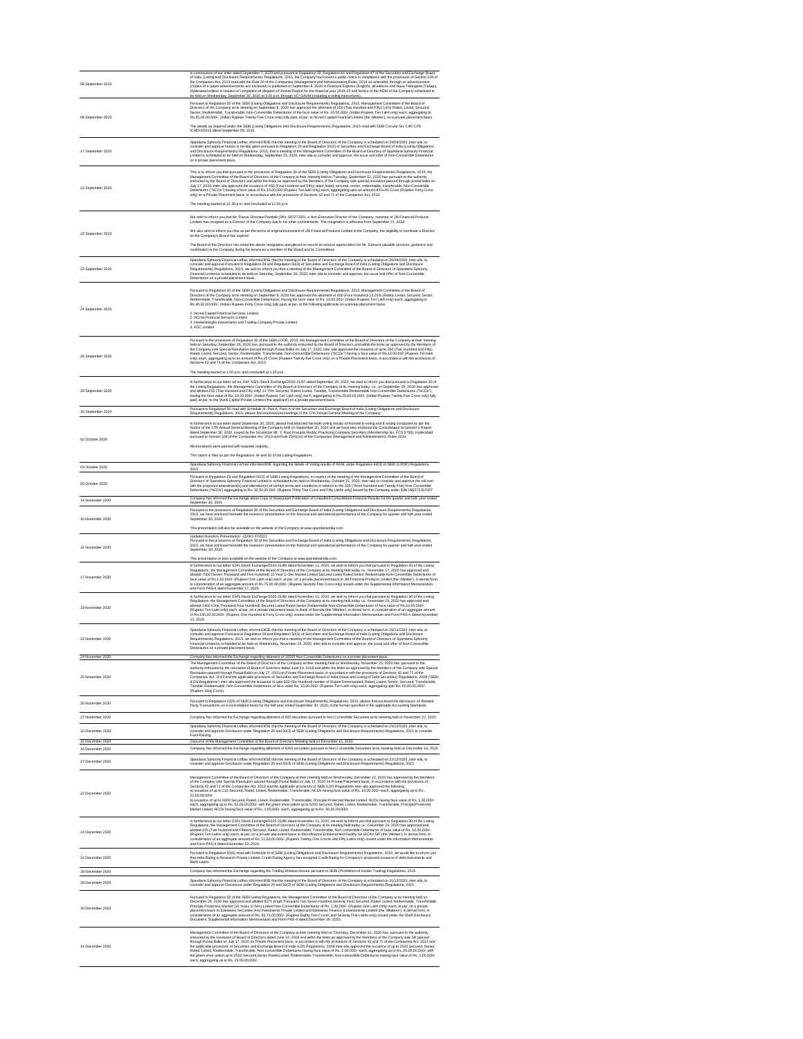| | |
|---|---|
| 08 September 2020 | In continuation of our letter dated September 7, 2020 and pursuant to Regulation 30, Regulation 44 and Regulation 47 of the Securities and Exchange Board of India (Listing and Disclosure Requirements) Regulations, 2015, the Company had issued a public notice in compliance with the provisions of Section 108 of the Companies Act, 2013 read with the Rule 20 of the Companies (Management and Administration) Rules, 2014 as amended, through an advertisement (copies of e-paper advertisements are enclosed) is published on September 8, 2020 in Financial Express (English), all editions and Nava Telangana (Telugu), Hyderabad edition in respect of completion of dispatch of Annual Report for the financial year 2019-20 and Notice of the AGM of the Company scheduled to be held on Wednesday, September 30, 2020 at 3.00 p.m. through VC/ OAVM (including e-voting instructions). |
| 08 September 2020 | Pursuant to Regulation 30 of the SEBI (Listing Obligations and Disclosure Requirements) Regulations, 2015, Management Committee of the Board of Directors of the Company at its meeting on September 8, 2020 has approved the allotment of 250 (Two Hundred and Fifty) 14% (Rated, Listed, Secured, Senior, Redeemable, Transferable, Non-Convertible Debentures of the face value of Rs. 10,00,000/- (Indian Rupees Ten Lakh only) each, aggregating to Rs.25,00,00,000/- (Indian Rupees Twenty Five Crore only) fully paid, at par, to Incred Capital Financial Limited (the 'Allottee'), on a private placement basis.<br><br>The details as required under the SEBI (Listing Obligations and Disclosure Requirements) Regulations, 2015 read with SEBI Circular No. CIR/ CFD /CMD/4/2015 dated September 09, 2015. |
| 17 September 2020 | Spandana Sphoorty Financial Ltdhas informed BSE that the meeting of the Board of Directors of the Company is scheduled on 24/09/2020 ,inter alia, to consider and approve Notice is hereby given pursuant to Regulation 29 and Regulation 50(3) of Securities and Exchange Board of India (Listing Obligations and Disclosure Requirements) Regulations, 2015, that a meeting of the Management Committee of the Board of Directors of Spandana Sphoorty Financial Limited is scheduled to be held on Wednesday, September 23, 2020, inter-alia to consider and approve, the issue and offer of Non-Convertible Debentures on a private placement basis. |
| 22 September 2020 | This is to inform you that pursuant to the provisions of Regulation 30 of the SEBI (Listing Obligations and Disclosure Requirements) Regulations, 2015, the Management Committee of the Board of Directors of the Company at their meeting held on Tuesday, September 22, 2020 has pursuant to the authority entrusted by the Board of Directors and within the limits as approved by the Members of the Company vide special resolution passed through postal ballot on July 17, 2020, inter-alia approved the issuance of 450 (Four Hundred and Fifty) rated, listed, secured, senior, redeemable, transferable, Non-Convertible Debentures ("NCDs") having a face value of Rs.10,00,000 (Rupees Ten lakh only) each, aggregating upto amount of Rs.45 Crore (Rupees Forty Crore only) on a Private Placement basis, in accordance with the provisions of Sections 42 and 71 of the Companies Act, 2013.<br><br>The meeting started at 12.30 p.m. and concluded at 12.50 p.m. |
| 22 September 2020 | We wish to inform you that Mr. Darius Dinshaw Pandole (DIN: 00727320), a Non-Executive Director of the Company, nominee of JM Financial Products Limited, has resigned as a Director of the Company due to his other commitments. The resignation is effective from September 21, 2020.<br><br>We also wish to inform you that as per the terms of original investment of JM Financial Products Limited in the Company, the eligibility to nominate a Director on the Company's Board has expired.<br><br>The Board of the Directors has noted the above resignation and placed on record its sincere appreciation for Mr. Darius's valuable services, guidance and contribution to the Company during his tenure as a member of the Board and its Committees. |
| 23 September 2020 | Spandana Sphoorty Financial Ltdhas informed BSE that the meeting of the Board of Directors of the Company is scheduled on 26/09/2020 ,inter alia, to consider and approve Pursuant to Regulation 29 and Regulation 50(3) of Securities and Exchange Board of India (Listing Obligations and Disclosure Requirements) Regulations, 2015, we wish to inform you that a meeting of the Management Committee of the Board of Directors of Spandana Sphoorty Financial Limited is scheduled to be held on Saturday, September 26, 2020, inter-alia to consider and approve, the issue and offer of Non-Convertible Debentures on a private placement basis. |
| 24 September 2020 | Pursuant to Regulation 30 of the SEBI (Listing Obligations and Disclosure Requirements) Regulations, 2015, Management Committee of the Board of Directors of the Company at its meeting on September 8, 2020 has approved the allotment of 400 (Four Hundred) 13.25% (Rated, Listed, Secured, Senior, Redeemable, Transferable, Non-Convertible Debentures, having the face value of Rs. 10,00,000/- (Indian Rupees Ten Lakh only) each, aggregating to Rs.40,00,00,000/- (Indian Rupees Forty Crore only) fully paid, at par, to the following applicants on a private placement basis.<br><br>1. Incred Capital Financial Services Limited<br>2. InCred Financial Services Limited<br>3. Neelammegha Investments and Trading Company Private Limited<br>4. FDC Limited |
| 26 September 2020 | Pursuant to the provisions of Regulation 30 of the SEBI LODR, 2015, the Management Committee of the Board of Directors of the Company at their meeting held on Saturday, September 26, 2020 has, pursuant to the authority entrusted by the Board of Directors and within the limits as approved by the Members of the Company vide Special Resolution passed through Postal Ballot on July 17, 2020, inter-alia approved the issuance of up to 250 (Two Hundred and Fifty) Rated, Listed, Secured, Senior, Redeemable, Transferable, Non-Convertible Debentures ("NCDs") having a face value of Rs.10,00,000 (Rupees Ten lakh only) each, aggregating up to an amount of Rs.25 Crore (Rupees Twenty-five Crore only) on a Private Placement basis, in accordance with the provisions of Sections 42 and 71 of the Companies Act, 2013.<br><br>The meeting started at 1.00 p.m. and concluded at 1.30 p.m. |
| 29 September 2020 | In furtherance to our letter ref no. Ref: SSFL/Stock Exchange/2020-21/67 dated September 26, 2020, we wish to inform you that pursuant to Regulation 30 of the Listing Regulations, the Management Committee of the Board of Directors of the Company at its meeting today, i.e., on September 29, 2020 has approved and allotted 250 (Two Hundred and Fifty only) 12.75% Secured, Rated, Listed, Taxable, Transferable Redeemable Non-Convertible Debentures ("NCDs"), having the face value of Rs. 10,00,000/- (Indian Rupees Ten Lakh only) each, aggregating to Rs.25,00,00,000/- (Indian Rupees Twenty Five Crore only) fully paid, at par, to the Vivriti Capital Private Limited ('the applicant') on a private placement basis. |
| 30 September 2020 | Pursuant to Regulation 30 read with Schedule III - Part A - Para A of the Securities and Exchange Board of India (Listing Obligations and Disclosure Requirements) Regulations, 2015, please find enclosed proceedings of the 17th Annual General Meeting of the Company. |
| 02 October 2020 | In furtherance to our letter dated September 30, 2020, please find attached herewith voting results of Remote E-voting and E-voting conducted as per the Notice of the 17th Annual General Meeting of the Company held on September 30, 2020 and we have also enclosed the Consolidated Scrutinizer's Report dated September 30, 2020, issued by the Scrutinizer Mr. Y. Ravi Prasada Reddy, Practicing Company Secretary (Membership No. FCS 5783), Hyderabad pursuant to Section 108 of the Companies Act, 2013 and Rule 20(4)(xi) of the Companies (Management and Administration), Rules 2014.<br><br>All resolutions were passed with requisite majority.<br><br>This report is filed as per the Regulations 44 and 30 of the Listing Regulations. |
| 03 October 2020 | Spandana Sphoorty Financial Ltd has informed BSE regarding the details of Voting results of AGM, under Regulation 44(3) of SEBI (LODR) Regulations, 2015 |
| 05 October 2020 | Pursuant to Regulation 29 and Regulation 50(3) of SEBI Listing Regulations, in respect of the meeting of the Management Committee of the Board of Directors of Spandana Sphoorty Financial Limited is scheduled to be held on Wednesday, October 21, 2020, inter-alia to consider and approve the roll over with the proposed amendment(s) and alteration(s) of certain terms and conditions in relation to the 325 (Three Hundred and Twenty Five) Non-Convertible Debentures (NCDs) aggregating to Rs. 32,50,00,000/- (Rupees Thirty Two Crore and Fifty Lakhs only) issued by the Company under ISIN INE572J07067 |
| 14 November 2020 | Company has informed the Exchange about Copy of Newspaper Publication of Unaudited Consolidated Financial Results for the quarter and half- year ended September 30, 2020 |
| 16 November 2020 | Pursuant to the provisions of Regulation 30 of the Securities and Exchange Board of India (Listing Obligations and Disclosure Requirements) Regulations, 2015, we have enclosed herewith the Investors' presentation on the financial and operational performance of the Company for quarter and half-year ended September 30, 2020.<br><br>This presentation will also be available on the website of the Company at www.spandanaindia.com. |
| 16 November 2020 | Updated Investors Presentation - Q2/H1 FY2021<br>Pursuant to the provisions of Regulation 30 of the Securities and Exchange Board of India (Listing Obligations and Disclosure Requirements) Regulations, 2015, we have enclosed herewith the Investors' presentation on the financial and operational performance of the Company for quarter and half-year ended September 30, 2020.<br><br>This presentation is also available on the website of the Company at www.spandanaindia.com. |
| 17 November 2020 | In furtherance to our letter SSFL/Stock Exchange/2020-21/88 dated November 11, 2020, we wish to inform you that pursuant to Regulation 30 of the Listing Regulations, the Management Committee of the Board of Directors of the Company at its meeting held today i.e., November 17, 2020 has approved and allotted 7500 (Seven Thousand and Five Hundred) 10 Year G-Sec Market Linked Secured Listed Rated Senior Redeemable Non-Convertible Debentures of face value of Rs.1,00,000/- (Rupees One Lakh only) each, at par, on a private placement basis to JM Financial Products Limited (the 'Allottee'), in demat form, in consideration of an aggregate amount of Rs.75,00,00,000/- (Rupees Seventy Five Crore only) issued under the Supplemental Information Memorandum and Form PAS-4 dated November 17, 2020. |
| 19 November 2020 | In furtherance to our letter SSFL/Stock Exchange/2020-21/88 dated November 11, 2020, we wish to inform you that pursuant to Regulation 30 of the Listing Regulations, the Management Committee of the Board of Directors of the Company at its meeting held today i.e., November 19, 2020 has approved and allotted 1400 (One Thousand Four Hundred) Secured Listed Rated Senior Redeemable Non-Convertible Debentures of face value of Rs.10,00,000/- (Rupees Ten Lakh only) each, at par, on a private placement basis to Bank of Baroda (the 'Allottee'), in demat form, in consideration of an aggregate amount of Rs.140,00,00,000/- (Rupees One Hundred & Forty Crore only) issued under the Supplemental Information Memorandum and Form PAS-4 dated November 13, 2020. |
| 22 November 2020 | Spandana Sphoorty Financial Ltdhas informed BSE that the meeting of the Board of Directors of the Company is scheduled on 25/11/2020 ,inter alia, to consider and approve Pursuant to Regulation 29 and Regulation 50(3) of Securities and Exchange Board of India (Listing Obligations and Disclosure Requirements) Regulations, 2015, we wish to inform you that a meeting of the Management Committee of the Board of Directors of Spandana Sphoorty Financial Limited is scheduled to be held on Wednesday, November 25, 2020, inter-alia to consider and approve, the issue and offer of Non-Convertible Debentures on a private placement basis. |
| 24 November 2020 | Company has informed the Exchange regarding allotment of 10000 Non-Convertible Debentures on a private placement basis. |
| 25 November 2020 | The Management Committee of the Board of Directors of the Company at their meeting held on Wednesday, November 25, 2020 has, pursuant to the authority entrusted by the resolution of Board of Directors dated June 14, 2018 and within the limits as approved by the Members of the Company vide Special Resolution passed through Postal Ballot on July 17, 2020,on Private Placement basis, in accordance with the provisions of Sections 42 and 71 of the Companies Act, 2013 and the applicable provisions of Securities and Exchange Board of India (Issue and Listing of Debt Securities) Regulations, 2008 ('SEBI ILDS Regulations') inter-alia approved the issuance of upto 600 (Six Hundred) number of Rupee Denominated, Rated, Listed, Senior, Secured, Transferable, Taxable, Redeemable, Non-Convertible Debentures of face value Rs. 10,00,000/- (Rupees Ten lakh only) each, aggregating upto Rs. 60,00,00,000/- (Rupees Sixty Crore). |
| 26 November 2020 | Pursuant to Regulation 23(9) of SEBI (Listing Obligations and Disclosure Requirements) Regulations, 2015, please find enclosed the disclosure on Related Party Transactions on a consolidated basis for the half year ended September 30, 2020, in the format specified in the applicable Accounting Standards |
| 27 November 2020 | Company has informed the Exchange regarding allotment of 500 securities pursuant to Non Convertible Securities at its meeting held on November 27, 2020 |
| 10 December 2020 | Spandana Sphoorty Financial Ltdhas informed BSE that the meeting of the Board of Directors of the Company is scheduled on 15/12/2020 ,inter alia, to consider and approve Disclosure under Regulation 29 and 50(3) of SEBI (Listing Obligations and Disclosure Requirements) Regulations, 2015 to consider Fund Raising. |
| 15 December 2020 | Outcome of the Management Committee of the Board of Directors Meeting held on December 15, 2020. |
| 16 December 2020 | Company has informed the Exchange regarding allotment of 6360 securities pursuant to Non Convertible Securities at its meeting held on December 16, 2020 |
| 17 December 2020 | Spandana Sphoorty Financial Ltdhas informed BSE that the meeting of the Board of Directors of the Company is scheduled on 22/12/2020 ,inter alia, to consider and approve Disclosure under Regulation 29 and 50(3) of SEBI (Listing Obligations and Disclosure Requirements) Regulations, 2015 |
| 22 December 2020 | Management Committee of the Board of Directors of the Company at their meeting held on Wednesday, December 22, 2020 has approved by the Members of the Company vide Special Resolution passed through Postal Ballot on July 17, 2020 on Private Placement basis, in accordance with the provisions of Sections 42 and 71 of the Companies Act, 2013 and the applicable provisions of SEBI ILDS Regulations inter-alia approved the following:<br>a) issuance of up to 215 Secured, Rated, Listed, Redeemable, Transferable, NCDs having face value of Rs. 10,00,000/- each, aggregating up to Rs. 21,50,00,000/-<br>b) issuance of up to 5000 Secured, Rated, Listed, Redeemable, Transferable, Principal Protected Market Linked, NCDs having face value of Rs. 1,00,000/- each, aggregating up to Rs. 50,00,00,000/- with the green shoe option up to 5000 Secured, Rated, Listed, Redeemable, Transferable, Principal Protected Market Linked, NCDs having face value of Rs. 1,00,000/- each, aggregating up to Rs. 50,00,00,000/- |
| 24 December 2020 | In furtherance to our letter SSFL/Stock Exchange/2020-21/88 dated November 11, 2020, we wish to inform you that pursuant to Regulation 30 of the Listing Regulations, the Management Committee of the Board of Directors of the Company at its meeting held today i.e., December 24, 2020 has approved and allotted 215 (Two Hundred and Fifteen) Secured, Rated, Listed, Redeemable, Transferable, Non-Convertible Debentures of face value of Rs. 10,00,000/- (Rupees Ten Lakhs only) each, at par, on a private placement basis to Microfinance Enhancement Facility SA SICAV SIF (the 'Allottee'), in demat form, in consideration of an aggregate amount of Rs. 21,50,00,000/- (Rupees Twenty One Crore and Fifty Lakhs only) issued under the Information Memorandum and Form PAS-4 dated December 23, 2020. |
| 24 December 2020 | Pursuant to Regulation 30(6) read with Schedule III of SEBI (Listing Obligations and Disclosure Requirements) Regulations, 2015, we would like to inform you that India Rating & Research Private Limited, Credit Rating Agency has assigned Credit Rating for Company's proposed issuance of debt instruments and Bank Loans. |
| 28 December 2020 | Company has informed the Exchange regarding the Trading Window closure pursuant to SEBI (Prohibition of Insider Trading) Regulations, 2015 |
| 28 December 2020 | Spandana Sphoorty Financial Ltdhas informed BSE that the meeting of the Board of Directors of the Company is scheduled on 31/12/2020 ,inter alia, to consider and approve Disclosure under Regulation 29 and 50(3) of SEBI (Listing Obligations and Disclosure Requirements) Regulations, 2015 |
| 30 December 2020 | Pursuant to Regulation 30 of the SEBI Listing Regulations, the Management Committee of the Board of Directors of the Company at its meeting held on December 29, 2020 has approved and allotted 8275 (Eight Thousand Two Hundred Seventy Five) Secured, Rated, Listed, Redeemable, Transferable, Principle Protected, Market (10 Years G-Sec) Linked Non-Convertible Debentures of Rs. 1,00,000/- (Rupees One Lakh Only) each, at par, on a private placement basis to Edelweiss Securities And Investments Private Limited and Edelweiss Finance & Investments Limited (the 'Allottees'), in demat form, in consideration of an aggregate amount of Rs. 82,75,00,000/- (Rupees Eighty Two Crores and Seventy Five Lakhs only) issued under the Shelf Disclosure Document, Supplemental Information Memorandum and Form PAS-4 dated December 28, 2020. |
| 31 December 2020 | Management Committee of the Board of Directors of the Company at their meeting held on Thursday, December 31, 2020 has, pursuant to the authority entrusted by the resolution of Board of Directors dated June 14, 2018 and within the limits as approved by the Members of the Company vide SR passed through Postal Ballot on July 17, 2020 on Private Placement basis, in accordance with the provisions of Sections 42 and 71 of the Companies Act, 2013 and the applicable provisions of Securities and Exchange Board of India ILDS Regulations, 2008 inter-alia approved the issuance of up to 2500 Secured, Senior, Rated, Listed, Redeemable, Transferable, Non-convertible Debentures having face value of Rs. 1,00,000/- each, aggregating up to Rs. 25,00,00,000/- with the green shoe option up to 2500 Secured,Senior,Rated,Listed, Redeemable, Transferable, Non-convertible Debentures having face value of Rs. 1,00,000/- each, aggregating up to Rs. 25,00,00,000/- |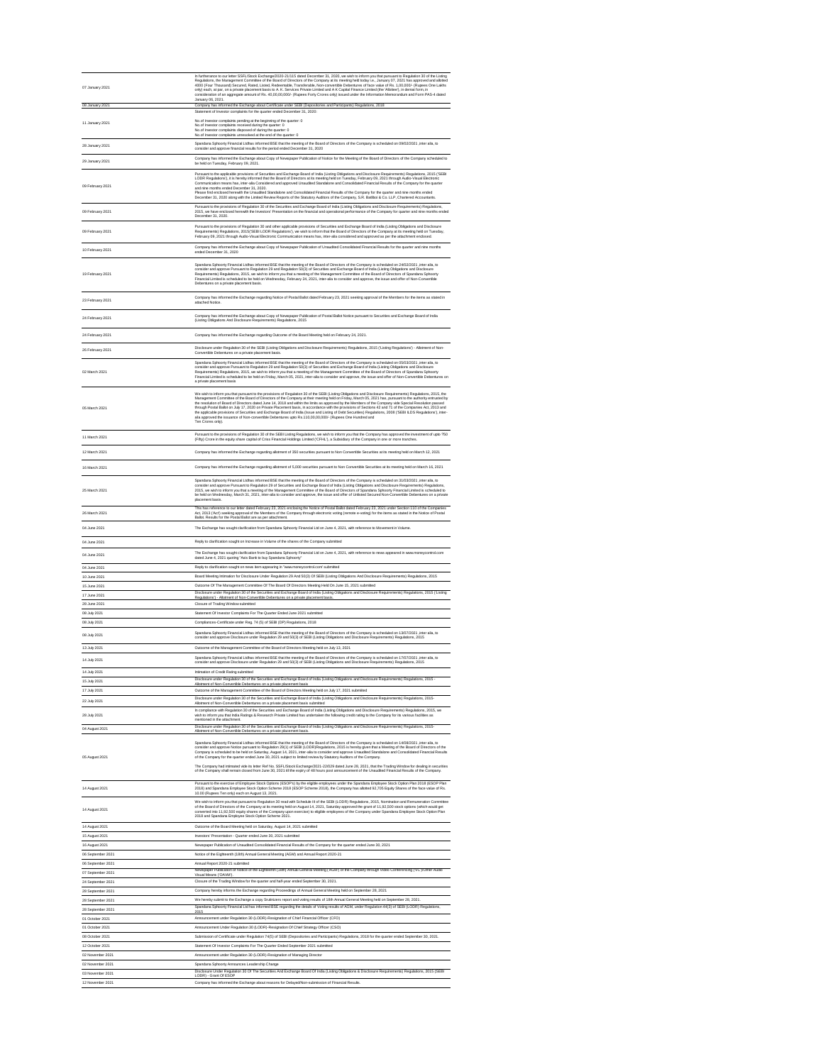| | |
|---|---|
| 07 January 2021 | In furtherance to our letter SSFL/Stock Exchange/2020-21/115 dated December 31, 2020, we wish to inform you that pursuant to Regulation 30 of the Listing Regulations, the Management Committee of the Board of Directors of the Company at its meeting held today i.e., January 07, 2021 has approved and allotted 4000 (Four Thousand) Secured, Rated, Listed, Redeemable, Transferable, Non-convertible Debentures of face value of Rs. 1,00,000/- (Rupees One Lakhs only) each, at par, on a private placement basis to A. K. Services Private Limited and A K Capital Finance Limited (the 'Allottee'), in demat form, in consideration of an aggregate amount of Rs. 40,00,00,000/- (Rupees Forty Crores only) issued under the Information Memorandum and Form PAS-4 dated January 06, 2021. |
| 08 January 2021 | Company has informed the Exchange about Certificate under SEBI (Depositories and Participants) Regulations, 2018 |
| 11 January 2021 | Statement of Investor complaints for the quarter ended December 31, 2020:<br>No of Investor complaints pending at the beginning of the quarter: 0<br>No of Investor complaints received during the quarter: 0<br>No of Investor complaints disposed of during the quarter: 0<br>No of Investor complaints unresolved at the end of the quarter: 0 |
| 28 January 2021 | Spandana Sphoorty Financial Ltdhas informed BSE that the meeting of the Board of Directors of the Company is scheduled on 09/02/2021 ,inter alia, to consider and approve financial results for the period ended December 31, 2020 |
| 29 January 2021 | Company has informed the Exchange about Copy of Newspaper Publication of Notice for the Meeting of the Board of Directors of the Company scheduled to be held on Tuesday, February 09, 2021. |
| 09 February 2021 | Pursuant to the applicable provisions of Securities and Exchange Board of India (Listing Obligations and Disclosure Requirements) Regulations, 2015 ('SEBI LODR Regulations'), it is hereby informed that the Board of Directors at its meeting held on Tuesday, February 09, 2021 through Audio-Visual Electronic Communication means has, inter-alia Considered and approved Unaudited Standalone and Consolidated Financial Results of the Company for the quarter and nine months ended December 31, 2020.<br>Please find enclosed herewith the Unaudited Standalone and Consolidated Financial Results of the Company for the quarter and nine months ended December 31, 2020 along with the Limited Review Reports of the Statutory Auditors of the Company, S.R. Batliboi & Co. LLP, Chartered Accountants. |
| 09 February 2021 | Pursuant to the provisions of Regulation 30 of the Securities and Exchange Board of India (Listing Obligations and Disclosure Requirements) Regulations, 2015, we have enclosed herewith the Investors' Presentation on the financial and operational performance of the Company for quarter and nine months ended December 31, 2020. |
| 09 February 2021 | Pursuant to the provisions of Regulation 30 and other applicable provisions of Securities and Exchange Board of India (Listing Obligations and Disclosure Requirements) Regulations, 2015('SEBI LODR Regulations'), we wish to inform that the Board of Directors of the Company at its meeting held on Tuesday, February 09, 2021 through Audio-Visual Electronic Communication means has, inter-alia considered and approved as per the attachment enclosed. |
| 10 February 2021 | Company has informed the Exchange about Copy of Newspaper Publication of Unaudited Consolidated Financial Results for the quarter and nine months ended December 31, 2020 |
| 19 February 2021 | Spandana Sphoorty Financial Ltdhas informed BSE that the meeting of the Board of Directors of the Company is scheduled on 24/02/2021 ,inter alia, to consider and approve Pursuant to Regulation 29 and Regulation 50(3) of Securities and Exchange Board of India (Listing Obligations and Disclosure Requirements) Regulations, 2015, we wish to inform you that a meeting of the Management Committee of the Board of Directors of Spandana Sphoorty Financial Limited is scheduled to be held on Wednesday, February 24, 2021, inter-alia to consider and approve, the issue and offer of Non-Convertible Debentures on a private placement basis. |
| 23 February 2021 | Company has informed the Exchange regarding Notice of Postal Ballot dated February 23, 2021 seeking approval of the Members for the items as stated in attached Notice. |
| 24 February 2021 | Company has informed the Exchange about Copy of Newspaper Publication of Postal Ballot Notice pursuant to Securities and Exchange Board of India (Listing Obligations And Disclosure Requirements) Regulations, 2015 |
| 24 February 2021 | Company has informed the Exchange regarding Outcome of the Board Meeting held on February 24, 2021. |
| 26 February 2021 | Disclosure under Regulation 30 of the SEBI (Listing Obligations and Disclosure Requirements) Regulations, 2015 ('Listing Regulations') - Allotment of Non-Convertible Debentures on a private placement basis. |
| 02 March 2021 | Spandana Sphoorty Financial Ltdhas informed BSE that the meeting of the Board of Directors of the Company is scheduled on 05/03/2021 ,inter alia, to consider and approve Pursuant to Regulation 29 and Regulation 50(3) of Securities and Exchange Board of India (Listing Obligations and Disclosure Requirements) Regulations, 2015, we wish to inform you that a meeting of the Management Committee of the Board of Directors of Spandana Sphoorty Financial Limited is scheduled to be held on Friday, March 05, 2021, inter-alia to consider and approve, the issue and offer of Non-Convertible Debentures on a private placement basis |
| 05 March 2021 | We wish to inform you that pursuant to the provisions of Regulation 30 of the SEBI (Listing Obligations and Disclosure Requirements) Regulations, 2015, the Management Committee of the Board of Directors of the Company at their meeting held on Friday, March 05, 2021 has, pursuant to the authority entrusted by the resolution of Board of Directors dated June 14, 2018 and within the limits as approved by the Members of the Company vide Special Resolution passed through Postal Ballot on July 17, 2020 on Private Placement basis, in accordance with the provisions of Sections 42 and 71 of the Companies Act, 2013 and the applicable provisions of Securities and Exchange Board of India (Issue and Listing of Debt Securities) Regulations, 2008 ('SEBI ILDS Regulations'), inter-alia approved the issuance of Non-convertible Debentures upto Rs.110,00,00,000/- (Rupees One Hundred and Ten Crores only). |
| 11 March 2021 | Pursuant to the provisions of Regulation 30 of the SEBI Listing Regulations, we wish to inform you that the Company has approved the investment of upto 750 (Fifty) Crore in the equity share capital of Criss Financial Holdings Limited ('CFHL'), a Subsidiary of the Company in one or more tranches. |
| 12 March 2021 | Company has informed the Exchange regarding allotment of 350 securities pursuant to Non Convertible Securities at its meeting held on March 12, 2021 |
| 16 March 2021 | Company has informed the Exchange regarding allotment of 5,000 securities pursuant to Non Convertible Securities at its meeting held on March 16, 2021 |
| 25 March 2021 | Spandana Sphoorty Financial Ltdhas informed BSE that the meeting of the Board of Directors of the Company is scheduled on 31/03/2021 ,inter alia, to consider and approve Pursuant to Regulation 29 of Securities and Exchange Board of India (Listing Obligations and Disclosure Requirements) Regulations, 2015, we wish to inform you that a meeting of the Management Committee of the Board of Directors of Spandana Sphoorty Financial Limited is scheduled to be held on Wednesday, March 31, 2021, inter-alia to consider and approve, the issue and offer of Unlisted Secured Non-Convertible Debentures on a private placement basis. |
| 26 March 2021 | This has reference to our letter dated February 23, 2021 enclosing the Notice of Postal Ballot dated February 23, 2021 under Section 110 of the Companies Act, 2013 ('Act') seeking approval of the Members of the Company through electronic voting (remote e-voting) for the items as stated in the Notice of Postal Ballot. Results for the Postal Ballot are as per attachment. |
| 04 June 2021 | The Exchange has sought clarification from Spandana Sphoorty Financial Ltd on June 4, 2021, with reference to Movement in Volume. |
| 04 June 2021 | Reply to clarification sought on Increase in Volume of the shares of the Company submitted |
| 04 June 2021 | The Exchange has sought clarification from Spandana Sphoorty Financial Ltd on June 4, 2021, with reference to news appeared in www.moneycontrol.com dated June 4, 2021 quoting "Axis Bank to buy Spandana Sphoorty" |
| 04 June 2021 | Reply to clarification sought on news item appearing in "www.moneycontrol.com" submitted |
| 10 June 2021 | Board Meeting Intimation for Disclosure Under Regulation 29 And 50(3) Of SEBI (Listing Obligations And Disclosure Requirements) Regulations, 2015 |
| 15 June 2021 | Outcome Of The Management Committee Of The Board Of Directors Meeting Held On June 15, 2021 submitted |
| 17 June 2021 | Disclosure under Regulation 30 of the Securities and Exchange Board of India (Listing Obligations and Disclosure Requirements) Regulations, 2015 ('Listing Regulations') - Allotment of Non-Convertible Debentures on a private placement basis. |
| 28 June 2021 | Closure of Trading Window submitted |
| 08 July 2021 | Statement Of Investor Complaints For The Quarter Ended June 2021 submitted |
| 08 July 2021 | Compliances-Certificate under Reg. 74 (5) of SEBI (DP) Regulations, 2018 |
| 08 July 2021 | Spandana Sphoorty Financial Ltdhas informed BSE that the meeting of the Board of Directors of the Company is scheduled on 13/07/2021 ,inter alia, to consider and approve Disclosure under Regulation 29 and 50(3) of SEBI (Listing Obligations and Disclosure Requirements) Regulations, 2015 |
| 13 July 2021 | Outcome of the Management Committee of the Board of Directors Meeting held on July 13, 2021 |
| 14 July 2021 | Spandana Sphoorty Financial Ltdhas informed BSE that the meeting of the Board of Directors of the Company is scheduled on 17/07/2021 ,inter alia, to consider and approve Disclosure under Regulation 29 and 50(3) of SEBI (Listing Obligations and Disclosure Requirements) Regulations, 2015 |
| 14 July 2021 | Intimation of Credit Rating submitted |
| 15 July 2021 | Disclosure under Regulation 30 of the Securities and Exchange Board of India (Listing Obligations and Disclosure Requirements) Regulations, 2015 - Allotment of Non-Convertible Debentures on a private placement basis |
| 17 July 2021 | Outcome of the Management Committee of the Board of Directors Meeting held on July 17, 2021 submitted |
| 22 July 2021 | Disclosure under Regulation 30 of the Securities and Exchange Board of India (Listing Obligations and Disclosure Requirements) Regulations, 2015- Allotment of Non-Convertible Debentures on a private placement basis submitted |
| 28 July 2021 | In compliance with Regulation 30 of the Securities and Exchange Board of India (Listing Obligations and Disclosure Requirements) Regulations, 2015, we wish to inform you that India Ratings & Research Private Limited has undertaken the following credit rating to the Company for its various facilities as mentioned in the attachment. |
| 04 August 2021 | Disclosure under Regulation 30 of the Securities and Exchange Board of India (Listing Obligations and Disclosure Requirements) Regulations, 2015- Allotment of Non-Convertible Debentures on a private placement basis. |
| 05 August 2021 | Spandana Sphoorty Financial Ltdhas informed BSE that the meeting of the Board of Directors of the Company is scheduled on 14/08/2021 ,inter alia, to consider and approve Notice pursuant to Regulation 29(1) of SEBI (LODR)Regulations, 2015 is hereby given that a Meeting of the Board of Directors of the Company is scheduled to be held on Saturday, August 14, 2021, inter-alia to consider and approve Unaudited Standalone and Consolidated Financial Results of the Company for the quarter ended June 30, 2021 subject to limited review by Statutory Auditors of the Company.<br>The Company had intimated vide its letter Ref No. SSFL/Stock Exchange/2021-22/039 dated June 28, 2021, that the Trading Window for dealing in securities of the Company shall remain closed from June 30, 2021 till the expiry of 48 hours post announcement of the Unaudited Financial Results of the Company. |
| 14 August 2021 | Pursuant to the exercise of Employee Stock Options (ESOP's) by the eligible employees under the Spandana Employee Stock Option Plan 2018 (ESOP Plan 2018) and Spandana Employee Stock Option Scheme 2018 (ESOP Scheme 2018), the Company has allotted 82,706 Equity Shares of the face value of Rs. 10.00 (Rupees Ten only) each on August 13, 2021. |
| 14 August 2021 | We wish to inform you that pursuant to Regulation 30 read with Schedule III of the SEBI (LODR) Regulations, 2015, Nomination and Remuneration Committee of the Board of Directors of the Company at its meeting held on August 14, 2021, Saturday approved the grant of 11,92,500 stock options (which would get converted into 11,92,500 equity shares of the Company upon exercise) to eligible employees of the Company under Spandana Employee Stock Option Plan 2018 and Spandana Employee Stock Option Scheme 2021. |
| 14 August 2021 | Outcome of the Board Meeting held on Saturday, August 14, 2021 submitted |
| 15 August 2021 | Investors' Presentation - Quarter ended June 30, 2021 submitted |
| 16 August 2021 | Newspaper Publication of Unaudited Consolidated Financial Results of the Company for the quarter ended June 30, 2021 |
| 06 September 2021 | Notice of the Eighteenth (18th) Annual General Meeting (AGM) and Annual Report 2020-21 |
| 06 September 2021 | Annual Report 2020-21 submitted |
| 07 September 2021 | Newspaper Publication of Notice of the Eighteenth (18th) Annual General Meeting ('AGM') of the Company through Video Conferencing ('VC')/Other Audio Visual Means ('OAVM'). |
| 24 September 2021 | Closure of the Trading Window for the quarter and half-year ended September 30, 2021. |
| 28 September 2021 | Company hereby informs the Exchange regarding Proceedings of Annual General Meeting held on September 28, 2021. |
| 28 September 2021 | We hereby submit to the Exchange a copy Scrutinizers report and voting results of 18th Annual General Meeting held on September 28, 2021. |
| 28 September 2021 | Spandana Sphoorty Financial Ltd has informed BSE regarding the details of Voting results of AGM, under Regulation 44(3) of SEBI (LODR) Regulations, 2015 |
| 01 October 2021 | Announcement under Regulation 30 (LODR)-Resignation of Chief Financial Officer (CFO) |
| 01 October 2021 | Announcement Under Regulation 30 (LODR)-Resignation Of Chief Strategy Officer (CSO) |
| 08 October 2021 | Submission of Certificate under Regulation 74(5) of SEBI (Depositories and Participants) Regulations, 2018 for the quarter ended September 30, 2021. |
| 12 October 2021 | Statement Of Investor Complaints For The Quarter Ended September 2021 submitted |
| 02 November 2021 | Announcement under Regulation 30 (LODR)-Resignation of Managing Director |
| 02 November 2021 | Spandana Sphoorty Announces Leadership Change |
| 03 November 2021 | Disclosure Under Regulation 30 Of The Securities And Exchange Board Of India (Listing Obligations & Disclosure Requirements) Regulations, 2015 (SEBI LODR) - Grant Of ESOP |
| 12 November 2021 | Company has informed the Exchange about reasons for Delayed/Non-submission of Financial Results. |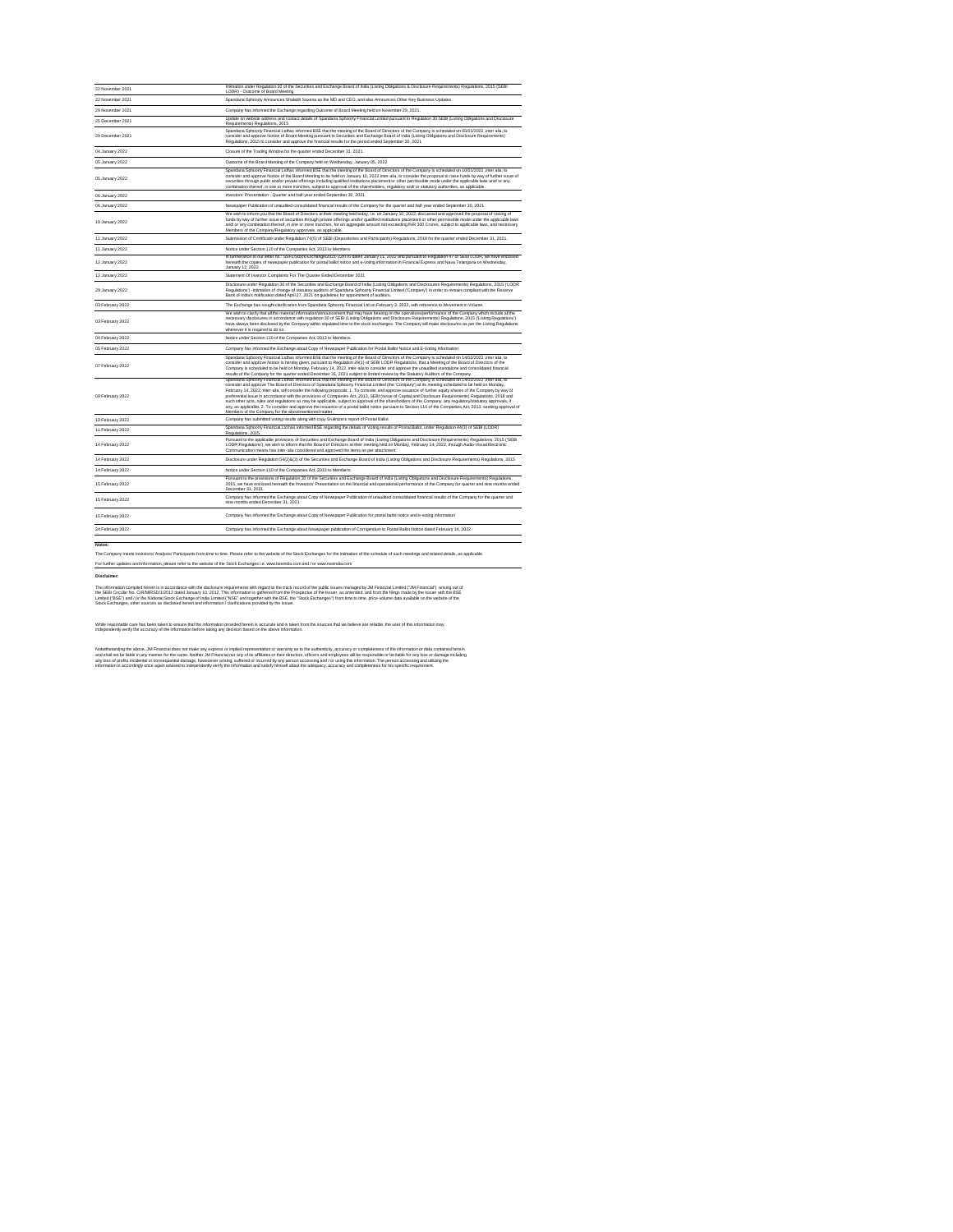| | |
|---|---|
| 22 November 2021 | Intimation under Regulation 30 of the Securities and Exchange Board of India (Listing Obligations & Disclosure Requirements) Regulations, 2015 (SEBI LODR) - Outcome of Board Meeting |
| 22 November 2021 | Spandana Sphoorty Announces Shalabh Saxena as the MD and CEO, and also Announces Other Key Business Updates |
| 29 November 2021 | Company has informed the Exchange regarding Outcome of Board Meeting held on November 29, 2021. |
| 25 December 2021 | Update on website address and contact details of Spandana Sphoorty Financial Limited pursuant to Regulation 30 SEBI (Listing Obligations and Disclosure Requirements) Regulations, 2015 |
| 29 December 2021 | Spandana Sphoorty Financial Ltdhas informed BSE that the meeting of the Board of Directors of the Company is scheduled on 05/01/2022 ,inter alia, to consider and approve Notice of Board Meeting pursuant to Securities and Exchange Board of India (Listing Obligations and Disclosure Requirements) Regulations, 2015 to consider and approve the financial results for the period ended September 30, 2021. |
| 04 January 2022 | Closure of the Trading Window for the quarter ended December 31, 2021. |
| 05 January 2022 | Outcome of the Board Meeting of the Company held on Wednesday, January 05, 2022 |
| 05 January 2022 | Spandana Sphoorty Financial Ltdhas informed BSE that the meeting of the Board of Directors of the Company is scheduled on 10/01/2022 ,inter alia, to consider and approve Notice of the Board Meeting to be held on January 10, 2022 inter-alia, to consider the proposal to raise funds by way of further issue of securities through public and/or private offerings including qualified institutions placement or other permissible mode under the applicable laws and/ or any combination thereof, in one or more tranches, subject to approval of the shareholders, regulatory and/ or statutory authorities, as applicable. |
| 06 January 2022 | Investors' Presentation - Quarter and half-year ended September 30, 2021 |
| 06 January 2022 | Newspaper Publication of unaudited consolidated financial results of the Company for the quarter and half-year ended September 30, 2021. |
| 10 January 2022 | We wish to inform you that the Board of Directors at their meeting held today, i.e. on January 10, 2022, discussed and approved the proposal of raising of funds by way of further issue of securities through private offerings and/or qualified institutions placement or other permissible mode under the applicable laws and/ or any combination thereof, in one or more tranches, for an aggregate amount not exceeding INR 300 Crores, subject to applicable laws, and necessary Members' of the Company/Regulatory approvals, as applicable. |
| 11 January 2022 | Submission of Certificate under Regulation 74(5) of SEBI (Depositories and Participants) Regulations, 2018 for the quarter ended December 31, 2021. |
| 11 January 2022 | Notice under Section 110 of the Companies Act, 2013 to Members |
| 12 January 2022 | In furtherance to our letter No. SSFL/Stock Exchange/2021-22/076 dated January 11, 2022 and pursuant to Regulation 47 of SEBI LODR, we have enclosed herewith the copies of newspaper publication for postal ballot notice and e-voting information in Financial Express and Nava Telangana on Wednesday, January 12, 2022. |
| 12 January 2022 | Statement Of Investor Complaints For The Quarter Ended December 2021 |
| 29 January 2022 | Disclosure under Regulation 30 of the Securities and Exchange Board of India (Listing Obligations and Disclosure Requirements) Regulations, 2015 ('LODR Regulations') - Intimation of change of statutory auditors of Spandana Sphoorty Financial Limited ('Company') in order to remain compliant with the Reserve Bank of India's notification dated April 27, 2021 on guidelines for appointment of auditors. |
| 03 February 2022 | The Exchange has sought clarification from Spandana Sphoorty Financial Ltd on February 3, 2022, with reference to Movement in Volume. |
| 03 February 2022 | We wish to clarify that all the material information/announcement that may have bearing on the operations/performance of the Company which include all the necessary disclosures in accordance with regulation 30 of SEBI (Listing Obligations and Disclosure Requirements) Regulations, 2015 ('Listing Regulations') have always been disclosed by the Company within stipulated time to the stock exchanges. The Company will make disclosures as per the Listing Regulations whenever it is required to do so. |
| 04 February 2022 | Notice under Section 110 of the Companies Act, 2013 to Members. |
| 05 February 2022 | Company has informed the Exchange about Copy of Newspaper Publication for Postal Ballot Notice and E-Voting Information |
| 07 February 2022 | Spandana Sphoorty Financial Ltdhas informed BSE that the meeting of the Board of Directors of the Company is scheduled on 14/02/2022 ,inter alia, to consider and approve Notice is hereby given, pursuant to Regulation 29(1) of SEBI LODR Regulations, that a Meeting of the Board of Directors of the Company is scheduled to be held on Monday, February 14, 2022, inter-alia to consider and approve the unaudited standalone and consolidated financial results of the Company for the quarter ended December 31, 2021 subject to limited review by the Statutory Auditors of the Company. |
| 09 February 2022 | Spandana Sphoorty Financial Ltdhas informed BSE that the meeting of the Board of Directors of the Company is scheduled on 14/02/2022 ,inter alia, to consider and approve The Board of Directors of Spandana Sphoorty Financial Limited (the 'Company') at its meeting scheduled to be held on Monday, February 14, 2022, inter-alia, will consider the following proposals: 1. To consider and approve issuance of further equity shares of the Company by way of preferential issue in accordance with the provisions of Companies Act, 2013, SEBI (Issue of Capital and Disclosure Requirements) Regulations, 2018 and such other acts, rules and regulations as may be applicable, subject to approval of the shareholders of the Company, any regulatory/statutory approvals, if any, as applicable. 2. To consider and approve the issuance of a postal ballot notice pursuant to Section 110 of the Companies Act, 2013, seeking approval of Members of the Company for the abovementioned matter. |
| 10 February 2022 | Company has submitted voting results along with copy Scrutinizers report of Postal Ballot |
| 11 February 2022 | Spandana Sphoorty Financial Ltd has informed BSE regarding the details of Voting results of Postal Ballot, under Regulation 44(3) of SEBI (LODR) Regulations, 2015. |
| 14 February 2022 | Pursuant to the applicable provisions of Securities and Exchange Board of India (Listing Obligations and Disclosure Requirements) Regulations, 2015 ('SEBI LODR Regulations'), we wish to inform that the Board of Directors at their meeting held on Monday, February 14, 2022, through Audio-Visual Electronic Communication means has inter-alia considered and approved the items as per attachment. |
| 14 February 2022 | Disclosure under Regulation 54(2)&(3) of the Securities and Exchange Board of India (Listing Obligations and Disclosure Requirements) Regulations, 2015 |
| 14 February 2022 | Notice under Section 110 of the Companies Act, 2013 to Members. |
| 15 February 2022 | Pursuant to the provisions of Regulation 30 of the Securities and Exchange Board of India (Listing Obligations and Disclosure Requirements) Regulations, 2015, we have enclosed herewith the Investors' Presentation on the financial and operational performance of the Company for quarter and nine months ended December 31, 2021. |
| 15 February 2022 | Company has informed the Exchange about Copy of Newspaper Publication of unaudited consolidated financial results of the Company for the quarter and nine months ended December 31, 2021. |
| 15 February 2022 | Company has informed the Exchange about Copy of Newspaper Publication for postal ballot notice and e-voting information |
| 24 February 2022 | Company has informed the Exchange about Newspaper publication of Corrigendum to Postal Ballot Notice dated February 14, 2022 |

**Notes:**

The Company meets Investors/ Analysts/ Participants from time to time. Please refer to the website of the Stock Exchanges for the intimation of the schedule of such meetings and related details, as applicable.

For further updates and information, please refer to the website of the Stock Exchanges i.e. www.bseindia.com and / or www.nseindia.com

**Disclaimer:**

The information compiled herein is in accordance with the disclosure requirements with regard to the track record of the public issues managed by JM Financial Limited ("JM Financial") arising out of the SEBI Circular No. CIR/MIRSD/1/2012 dated January 10, 2012. This information is gathered from the Prospectus of the Issuer, as amended, and from the filings made by the issuer with the BSE Limited ("BSE") and / or the National Stock Exchange of India Limited ("NSE" and together with the BSE, the "Stock Exchanges") from time to time, price-volume data available on the website of the Stock Exchanges, other sources as disclosed herein and information / clarifications provided by the Issuer.

While reasonable care has been taken to ensure that the information provided herein is accurate and is taken from the sources that we believe are reliable, the user of this information may independently verify the accuracy of the information before taking any decision based on the above information.

Notwithstanding the above, JM Financial does not make any express or implied representation or warranty as to the authenticity, accuracy or completeness of the information or data contained herein and shall not be liable in any manner for the same. Neither JM Financial nor any of its affiliates or their directors, officers and employees will be responsible or be liable for any loss or damage including any loss of profits incidental or consequential damage, howsoever arising, suffered or incurred by any person accessing and / or using this information. The person accessing and utilizing the information is accordingly once again advised to independently verify the information and satisfy himself about the adequacy, accuracy and completeness for his specific requirement.